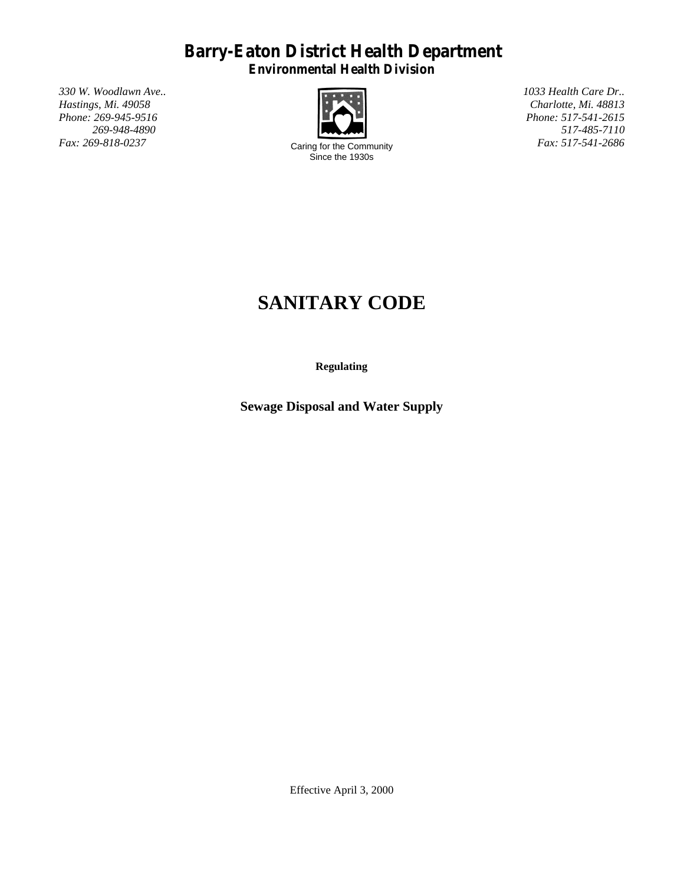# Barry-Eaton District Health Department

**Environmental Health Division**

*330 W. Woodlawn Ave..*
*Hastings, Mi. 49058*
*Phone: 269-945-9516*
*269-948-4890*
*Fax: 269-818-0237*

Caring for the Community
Since the 1930s

*1033 Health Care Dr..*
*Charlotte, Mi. 48813*
*Phone: 517-541-2615*
*517-485-7110*
*Fax: 517-541-2686*

# SANITARY CODE

**Regulating**

## Sewage Disposal and Water Supply

Effective April 3, 2000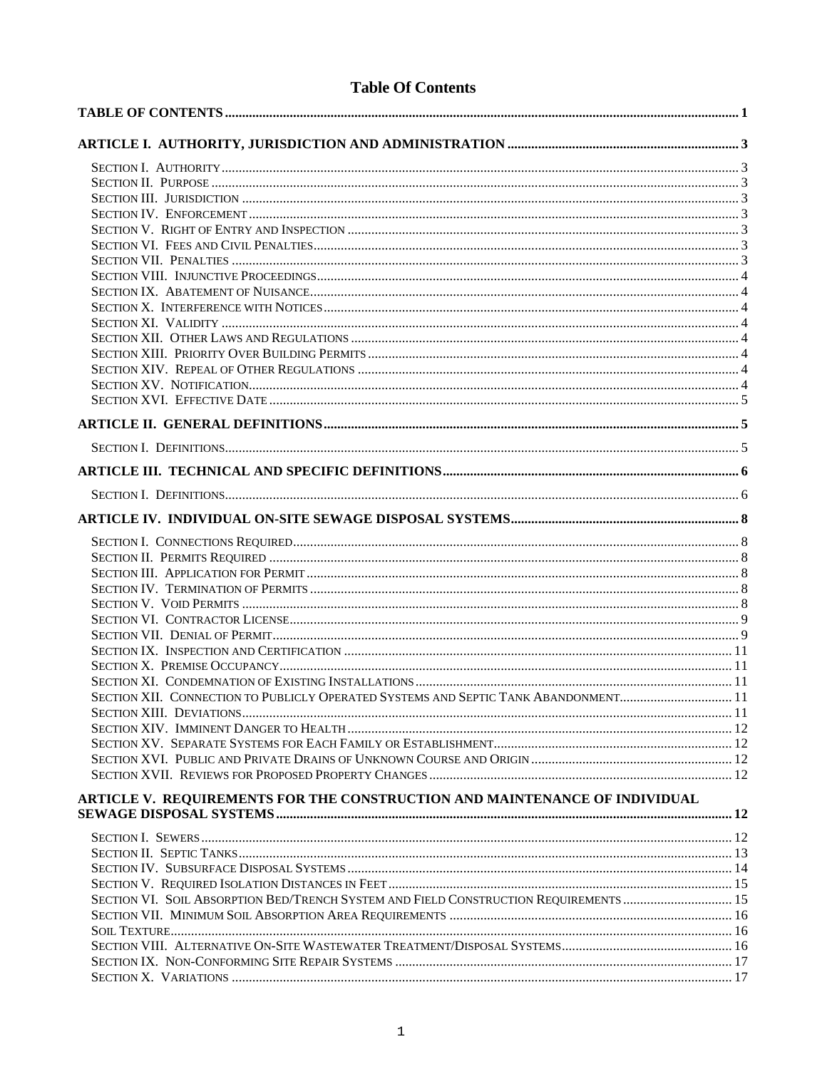# Table Of Contents

**TABLE OF CONTENTS** ..... 1

**ARTICLE I. AUTHORITY, JURISDICTION AND ADMINISTRATION** ..... 3

- SECTION I. AUTHORITY ..... 3
- SECTION II. PURPOSE ..... 3
- SECTION III. JURISDICTION ..... 3
- SECTION IV. ENFORCEMENT ..... 3
- SECTION V. RIGHT OF ENTRY AND INSPECTION ..... 3
- SECTION VI. FEES AND CIVIL PENALTIES ..... 3
- SECTION VII. PENALTIES ..... 3
- SECTION VIII. INJUNCTIVE PROCEEDINGS ..... 4
- SECTION IX. ABATEMENT OF NUISANCE ..... 4
- SECTION X. INTERFERENCE WITH NOTICES ..... 4
- SECTION XI. VALIDITY ..... 4
- SECTION XII. OTHER LAWS AND REGULATIONS ..... 4
- SECTION XIII. PRIORITY OVER BUILDING PERMITS ..... 4
- SECTION XIV. REPEAL OF OTHER REGULATIONS ..... 4
- SECTION XV. NOTIFICATION ..... 4
- SECTION XVI. EFFECTIVE DATE ..... 5

**ARTICLE II. GENERAL DEFINITIONS** ..... 5

- SECTION I. DEFINITIONS ..... 5

**ARTICLE III. TECHNICAL AND SPECIFIC DEFINITIONS** ..... 6

- SECTION I. DEFINITIONS ..... 6

**ARTICLE IV. INDIVIDUAL ON-SITE SEWAGE DISPOSAL SYSTEMS** ..... 8

- SECTION I. CONNECTIONS REQUIRED ..... 8
- SECTION II. PERMITS REQUIRED ..... 8
- SECTION III. APPLICATION FOR PERMIT ..... 8
- SECTION IV. TERMINATION OF PERMITS ..... 8
- SECTION V. VOID PERMITS ..... 8
- SECTION VI. CONTRACTOR LICENSE ..... 9
- SECTION VII. DENIAL OF PERMIT ..... 9
- SECTION IX. INSPECTION AND CERTIFICATION ..... 11
- SECTION X. PREMISE OCCUPANCY ..... 11
- SECTION XI. CONDEMNATION OF EXISTING INSTALLATIONS ..... 11
- SECTION XII. CONNECTION TO PUBLICLY OPERATED SYSTEMS AND SEPTIC TANK ABANDONMENT ..... 11
- SECTION XIII. DEVIATIONS ..... 11
- SECTION XIV. IMMINENT DANGER TO HEALTH ..... 12
- SECTION XV. SEPARATE SYSTEMS FOR EACH FAMILY OR ESTABLISHMENT ..... 12
- SECTION XVI. PUBLIC AND PRIVATE DRAINS OF UNKNOWN COURSE AND ORIGIN ..... 12
- SECTION XVII. REVIEWS FOR PROPOSED PROPERTY CHANGES ..... 12

**ARTICLE V. REQUIREMENTS FOR THE CONSTRUCTION AND MAINTENANCE OF INDIVIDUAL SEWAGE DISPOSAL SYSTEMS** ..... 12

- SECTION I. SEWERS ..... 12
- SECTION II. SEPTIC TANKS ..... 13
- SECTION IV. SUBSURFACE DISPOSAL SYSTEMS ..... 14
- SECTION V. REQUIRED ISOLATION DISTANCES IN FEET ..... 15
- SECTION VI. SOIL ABSORPTION BED/TRENCH SYSTEM AND FIELD CONSTRUCTION REQUIREMENTS ..... 15
- SECTION VII. MINIMUM SOIL ABSORPTION AREA REQUIREMENTS ..... 16
- SOIL TEXTURE ..... 16
- SECTION VIII. ALTERNATIVE ON-SITE WASTEWATER TREATMENT/DISPOSAL SYSTEMS ..... 16
- SECTION IX. NON-CONFORMING SITE REPAIR SYSTEMS ..... 17
- SECTION X. VARIATIONS ..... 17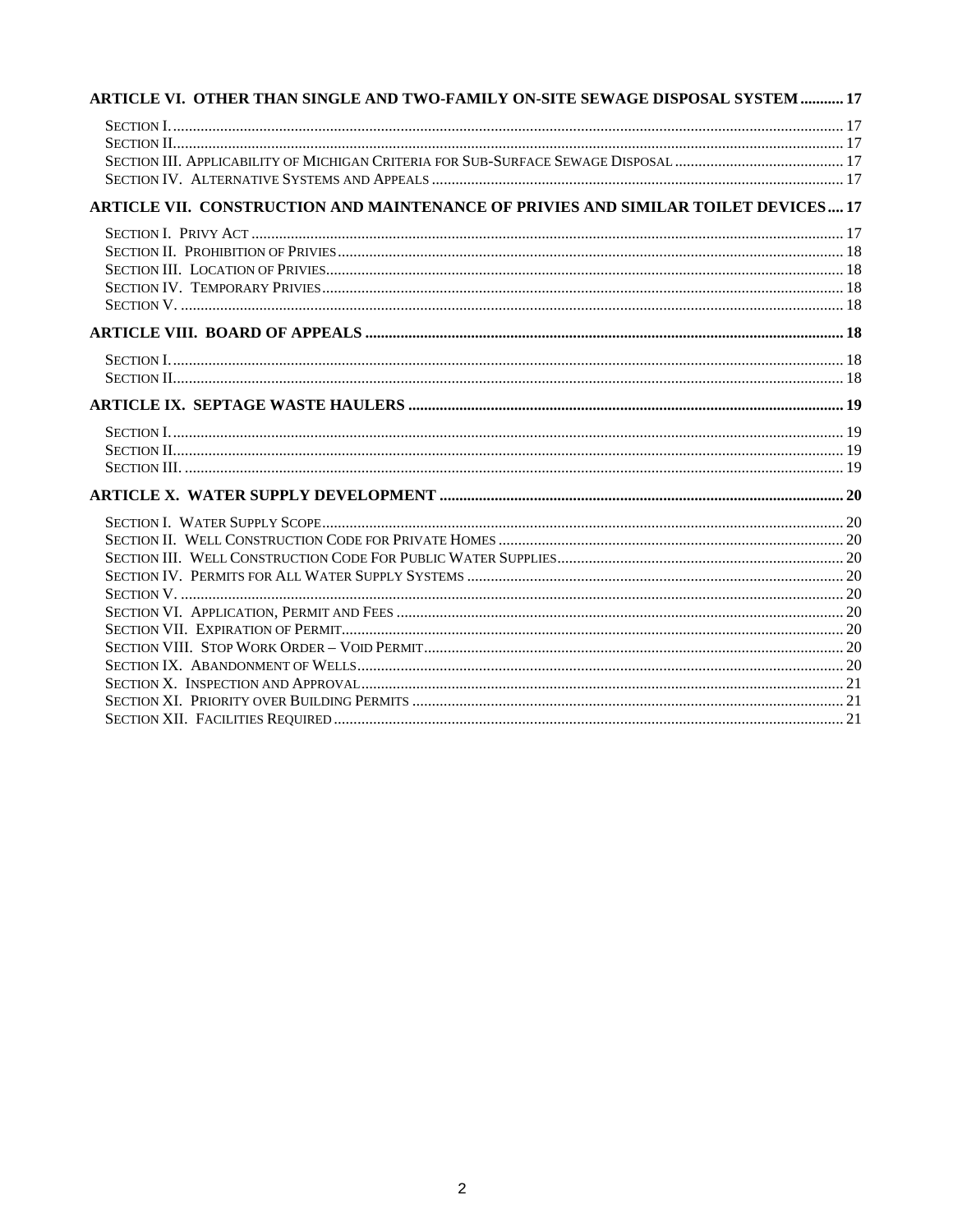**ARTICLE VI. OTHER THAN SINGLE AND TWO-FAMILY ON-SITE SEWAGE DISPOSAL SYSTEM ........... 17**

SECTION I. ........................................................................................................................................................... 17
SECTION II. .......................................................................................................................................................... 17
SECTION III. APPLICABILITY OF MICHIGAN CRITERIA FOR SUB-SURFACE SEWAGE DISPOSAL ........................................... 17
SECTION IV. ALTERNATIVE SYSTEMS AND APPEALS ......................................................................................................... 17

**ARTICLE VII. CONSTRUCTION AND MAINTENANCE OF PRIVIES AND SIMILAR TOILET DEVICES .... 17**

SECTION I. PRIVY ACT ...................................................................................................................................................... 17
SECTION II. PROHIBITION OF PRIVIES ................................................................................................................................ 18
SECTION III. LOCATION OF PRIVIES ................................................................................................................................... 18
SECTION IV. TEMPORARY PRIVIES .................................................................................................................................... 18
SECTION V. ......................................................................................................................................................................... 18

**ARTICLE VIII. BOARD OF APPEALS ........................................................................................................................ 18**

SECTION I. ........................................................................................................................................................................... 18
SECTION II. .......................................................................................................................................................................... 18

**ARTICLE IX. SEPTAGE WASTE HAULERS .............................................................................................................. 19**

SECTION I. ........................................................................................................................................................................... 19
SECTION II. .......................................................................................................................................................................... 19
SECTION III. ........................................................................................................................................................................ 19

**ARTICLE X. WATER SUPPLY DEVELOPMENT ...................................................................................................... 20**

SECTION I. WATER SUPPLY SCOPE ..................................................................................................................................... 20
SECTION II. WELL CONSTRUCTION CODE FOR PRIVATE HOMES ........................................................................................ 20
SECTION III. WELL CONSTRUCTION CODE FOR PUBLIC WATER SUPPLIES ......................................................................... 20
SECTION IV. PERMITS FOR ALL WATER SUPPLY SYSTEMS ................................................................................................ 20
SECTION V. ......................................................................................................................................................................... 20
SECTION VI. APPLICATION, PERMIT AND FEES ................................................................................................................. 20
SECTION VII. EXPIRATION OF PERMIT ................................................................................................................................ 20
SECTION VIII. STOP WORK ORDER – VOID PERMIT ........................................................................................................... 20
SECTION IX. ABANDONMENT OF WELLS ............................................................................................................................ 20
SECTION X. INSPECTION AND APPROVAL ........................................................................................................................... 21
SECTION XI. PRIORITY OVER BUILDING PERMITS .............................................................................................................. 21
SECTION XII. FACILITIES REQUIRED .................................................................................................................................. 21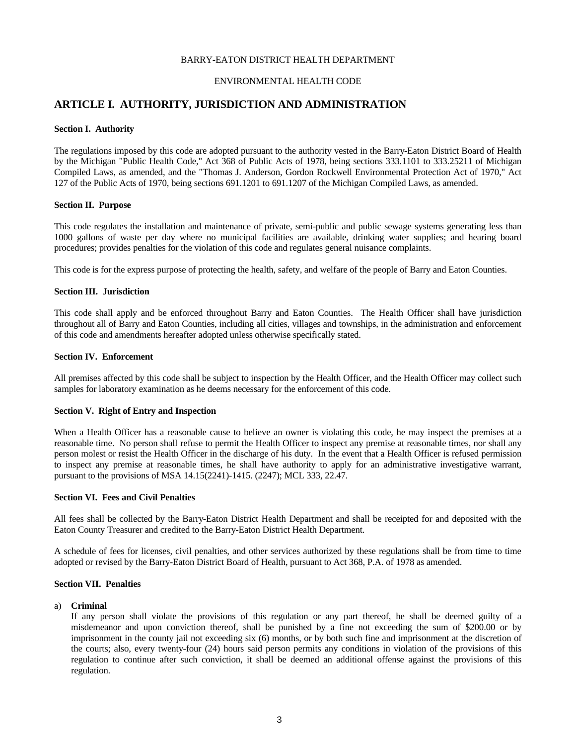BARRY-EATON DISTRICT HEALTH DEPARTMENT

ENVIRONMENTAL HEALTH CODE

# ARTICLE I. AUTHORITY, JURISDICTION AND ADMINISTRATION

**Section I. Authority**

The regulations imposed by this code are adopted pursuant to the authority vested in the Barry-Eaton District Board of Health by the Michigan "Public Health Code," Act 368 of Public Acts of 1978, being sections 333.1101 to 333.25211 of Michigan Compiled Laws, as amended, and the "Thomas J. Anderson, Gordon Rockwell Environmental Protection Act of 1970," Act 127 of the Public Acts of 1970, being sections 691.1201 to 691.1207 of the Michigan Compiled Laws, as amended.

**Section II. Purpose**

This code regulates the installation and maintenance of private, semi-public and public sewage systems generating less than 1000 gallons of waste per day where no municipal facilities are available, drinking water supplies; and hearing board procedures; provides penalties for the violation of this code and regulates general nuisance complaints.

This code is for the express purpose of protecting the health, safety, and welfare of the people of Barry and Eaton Counties.

**Section III. Jurisdiction**

This code shall apply and be enforced throughout Barry and Eaton Counties. The Health Officer shall have jurisdiction throughout all of Barry and Eaton Counties, including all cities, villages and townships, in the administration and enforcement of this code and amendments hereafter adopted unless otherwise specifically stated.

**Section IV. Enforcement**

All premises affected by this code shall be subject to inspection by the Health Officer, and the Health Officer may collect such samples for laboratory examination as he deems necessary for the enforcement of this code.

**Section V. Right of Entry and Inspection**

When a Health Officer has a reasonable cause to believe an owner is violating this code, he may inspect the premises at a reasonable time. No person shall refuse to permit the Health Officer to inspect any premise at reasonable times, nor shall any person molest or resist the Health Officer in the discharge of his duty. In the event that a Health Officer is refused permission to inspect any premise at reasonable times, he shall have authority to apply for an administrative investigative warrant, pursuant to the provisions of MSA 14.15(2241)-1415. (2247); MCL 333, 22.47.

**Section VI. Fees and Civil Penalties**

All fees shall be collected by the Barry-Eaton District Health Department and shall be receipted for and deposited with the Eaton County Treasurer and credited to the Barry-Eaton District Health Department.

A schedule of fees for licenses, civil penalties, and other services authorized by these regulations shall be from time to time adopted or revised by the Barry-Eaton District Board of Health, pursuant to Act 368, P.A. of 1978 as amended.

**Section VII. Penalties**

a) **Criminal**
   If any person shall violate the provisions of this regulation or any part thereof, he shall be deemed guilty of a misdemeanor and upon conviction thereof, shall be punished by a fine not exceeding the sum of $200.00 or by imprisonment in the county jail not exceeding six (6) months, or by both such fine and imprisonment at the discretion of the courts; also, every twenty-four (24) hours said person permits any conditions in violation of the provisions of this regulation to continue after such conviction, it shall be deemed an additional offense against the provisions of this regulation.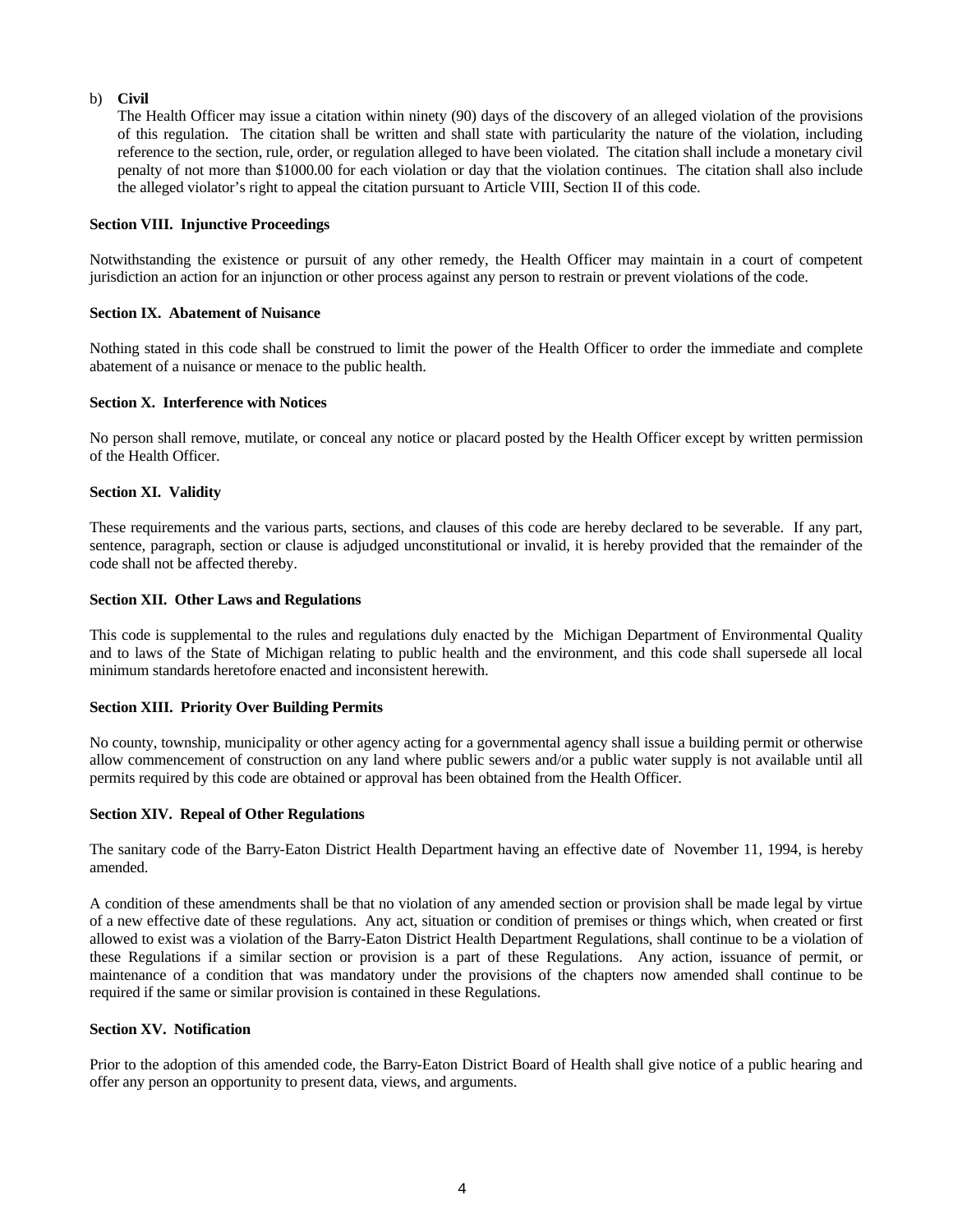b) **Civil**

The Health Officer may issue a citation within ninety (90) days of the discovery of an alleged violation of the provisions of this regulation. The citation shall be written and shall state with particularity the nature of the violation, including reference to the section, rule, order, or regulation alleged to have been violated. The citation shall include a monetary civil penalty of not more than $1000.00 for each violation or day that the violation continues. The citation shall also include the alleged violator's right to appeal the citation pursuant to Article VIII, Section II of this code.

**Section VIII. Injunctive Proceedings**

Notwithstanding the existence or pursuit of any other remedy, the Health Officer may maintain in a court of competent jurisdiction an action for an injunction or other process against any person to restrain or prevent violations of the code.

**Section IX. Abatement of Nuisance**

Nothing stated in this code shall be construed to limit the power of the Health Officer to order the immediate and complete abatement of a nuisance or menace to the public health.

**Section X. Interference with Notices**

No person shall remove, mutilate, or conceal any notice or placard posted by the Health Officer except by written permission of the Health Officer.

**Section XI. Validity**

These requirements and the various parts, sections, and clauses of this code are hereby declared to be severable. If any part, sentence, paragraph, section or clause is adjudged unconstitutional or invalid, it is hereby provided that the remainder of the code shall not be affected thereby.

**Section XII. Other Laws and Regulations**

This code is supplemental to the rules and regulations duly enacted by the Michigan Department of Environmental Quality and to laws of the State of Michigan relating to public health and the environment, and this code shall supersede all local minimum standards heretofore enacted and inconsistent herewith.

**Section XIII. Priority Over Building Permits**

No county, township, municipality or other agency acting for a governmental agency shall issue a building permit or otherwise allow commencement of construction on any land where public sewers and/or a public water supply is not available until all permits required by this code are obtained or approval has been obtained from the Health Officer.

**Section XIV. Repeal of Other Regulations**

The sanitary code of the Barry-Eaton District Health Department having an effective date of November 11, 1994, is hereby amended.

A condition of these amendments shall be that no violation of any amended section or provision shall be made legal by virtue of a new effective date of these regulations. Any act, situation or condition of premises or things which, when created or first allowed to exist was a violation of the Barry-Eaton District Health Department Regulations, shall continue to be a violation of these Regulations if a similar section or provision is a part of these Regulations. Any action, issuance of permit, or maintenance of a condition that was mandatory under the provisions of the chapters now amended shall continue to be required if the same or similar provision is contained in these Regulations.

**Section XV. Notification**

Prior to the adoption of this amended code, the Barry-Eaton District Board of Health shall give notice of a public hearing and offer any person an opportunity to present data, views, and arguments.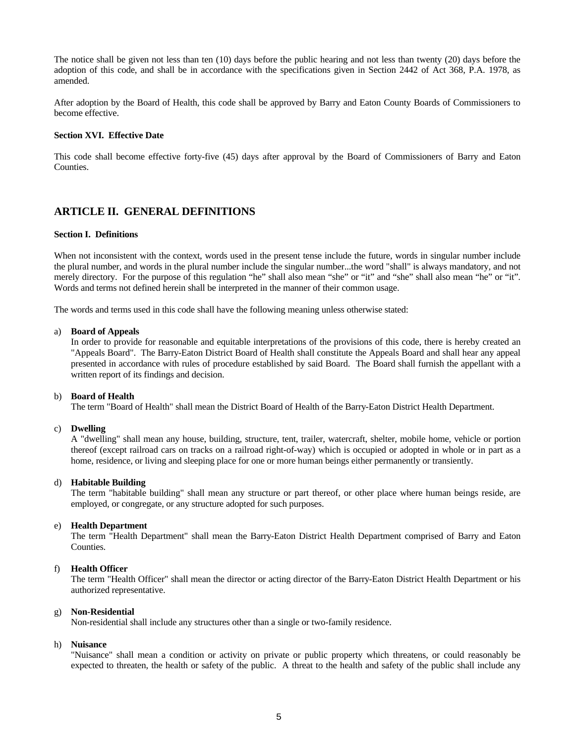The notice shall be given not less than ten (10) days before the public hearing and not less than twenty (20) days before the adoption of this code, and shall be in accordance with the specifications given in Section 2442 of Act 368, P.A. 1978, as amended.

After adoption by the Board of Health, this code shall be approved by Barry and Eaton County Boards of Commissioners to become effective.

**Section XVI. Effective Date**

This code shall become effective forty-five (45) days after approval by the Board of Commissioners of Barry and Eaton Counties.

## ARTICLE II. GENERAL DEFINITIONS

**Section I. Definitions**

When not inconsistent with the context, words used in the present tense include the future, words in singular number include the plural number, and words in the plural number include the singular number...the word "shall" is always mandatory, and not merely directory. For the purpose of this regulation "he" shall also mean "she" or "it" and "she" shall also mean "he" or "it". Words and terms not defined herein shall be interpreted in the manner of their common usage.

The words and terms used in this code shall have the following meaning unless otherwise stated:

a) **Board of Appeals**
In order to provide for reasonable and equitable interpretations of the provisions of this code, there is hereby created an "Appeals Board". The Barry-Eaton District Board of Health shall constitute the Appeals Board and shall hear any appeal presented in accordance with rules of procedure established by said Board. The Board shall furnish the appellant with a written report of its findings and decision.

b) **Board of Health**
The term "Board of Health" shall mean the District Board of Health of the Barry-Eaton District Health Department.

c) **Dwelling**
A "dwelling" shall mean any house, building, structure, tent, trailer, watercraft, shelter, mobile home, vehicle or portion thereof (except railroad cars on tracks on a railroad right-of-way) which is occupied or adopted in whole or in part as a home, residence, or living and sleeping place for one or more human beings either permanently or transiently.

d) **Habitable Building**
The term "habitable building" shall mean any structure or part thereof, or other place where human beings reside, are employed, or congregate, or any structure adopted for such purposes.

e) **Health Department**
The term "Health Department" shall mean the Barry-Eaton District Health Department comprised of Barry and Eaton Counties.

f) **Health Officer**
The term "Health Officer" shall mean the director or acting director of the Barry-Eaton District Health Department or his authorized representative.

g) **Non-Residential**
Non-residential shall include any structures other than a single or two-family residence.

h) **Nuisance**
"Nuisance" shall mean a condition or activity on private or public property which threatens, or could reasonably be expected to threaten, the health or safety of the public. A threat to the health and safety of the public shall include any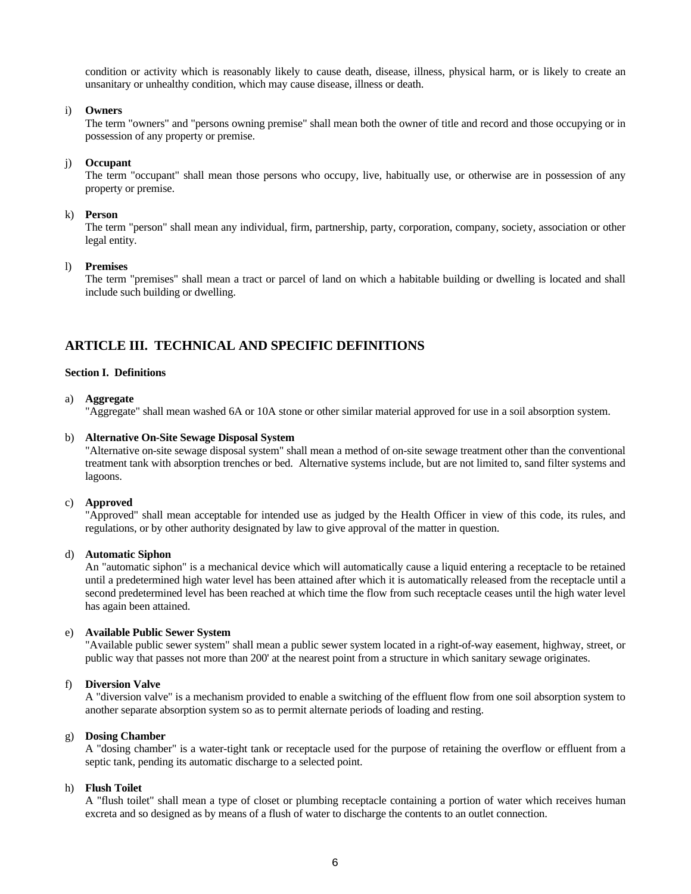condition or activity which is reasonably likely to cause death, disease, illness, physical harm, or is likely to create an unsanitary or unhealthy condition, which may cause disease, illness or death.

i) **Owners**
The term "owners" and "persons owning premise" shall mean both the owner of title and record and those occupying or in possession of any property or premise.

j) **Occupant**
The term "occupant" shall mean those persons who occupy, live, habitually use, or otherwise are in possession of any property or premise.

k) **Person**
The term "person" shall mean any individual, firm, partnership, party, corporation, company, society, association or other legal entity.

l) **Premises**
The term "premises" shall mean a tract or parcel of land on which a habitable building or dwelling is located and shall include such building or dwelling.

## ARTICLE III. TECHNICAL AND SPECIFIC DEFINITIONS

**Section I. Definitions**

a) **Aggregate**
"Aggregate" shall mean washed 6A or 10A stone or other similar material approved for use in a soil absorption system.

b) **Alternative On-Site Sewage Disposal System**
"Alternative on-site sewage disposal system" shall mean a method of on-site sewage treatment other than the conventional treatment tank with absorption trenches or bed. Alternative systems include, but are not limited to, sand filter systems and lagoons.

c) **Approved**
"Approved" shall mean acceptable for intended use as judged by the Health Officer in view of this code, its rules, and regulations, or by other authority designated by law to give approval of the matter in question.

d) **Automatic Siphon**
An "automatic siphon" is a mechanical device which will automatically cause a liquid entering a receptacle to be retained until a predetermined high water level has been attained after which it is automatically released from the receptacle until a second predetermined level has been reached at which time the flow from such receptacle ceases until the high water level has again been attained.

e) **Available Public Sewer System**
"Available public sewer system" shall mean a public sewer system located in a right-of-way easement, highway, street, or public way that passes not more than 200' at the nearest point from a structure in which sanitary sewage originates.

f) **Diversion Valve**
A "diversion valve" is a mechanism provided to enable a switching of the effluent flow from one soil absorption system to another separate absorption system so as to permit alternate periods of loading and resting.

g) **Dosing Chamber**
A "dosing chamber" is a water-tight tank or receptacle used for the purpose of retaining the overflow or effluent from a septic tank, pending its automatic discharge to a selected point.

h) **Flush Toilet**
A "flush toilet" shall mean a type of closet or plumbing receptacle containing a portion of water which receives human excreta and so designed as by means of a flush of water to discharge the contents to an outlet connection.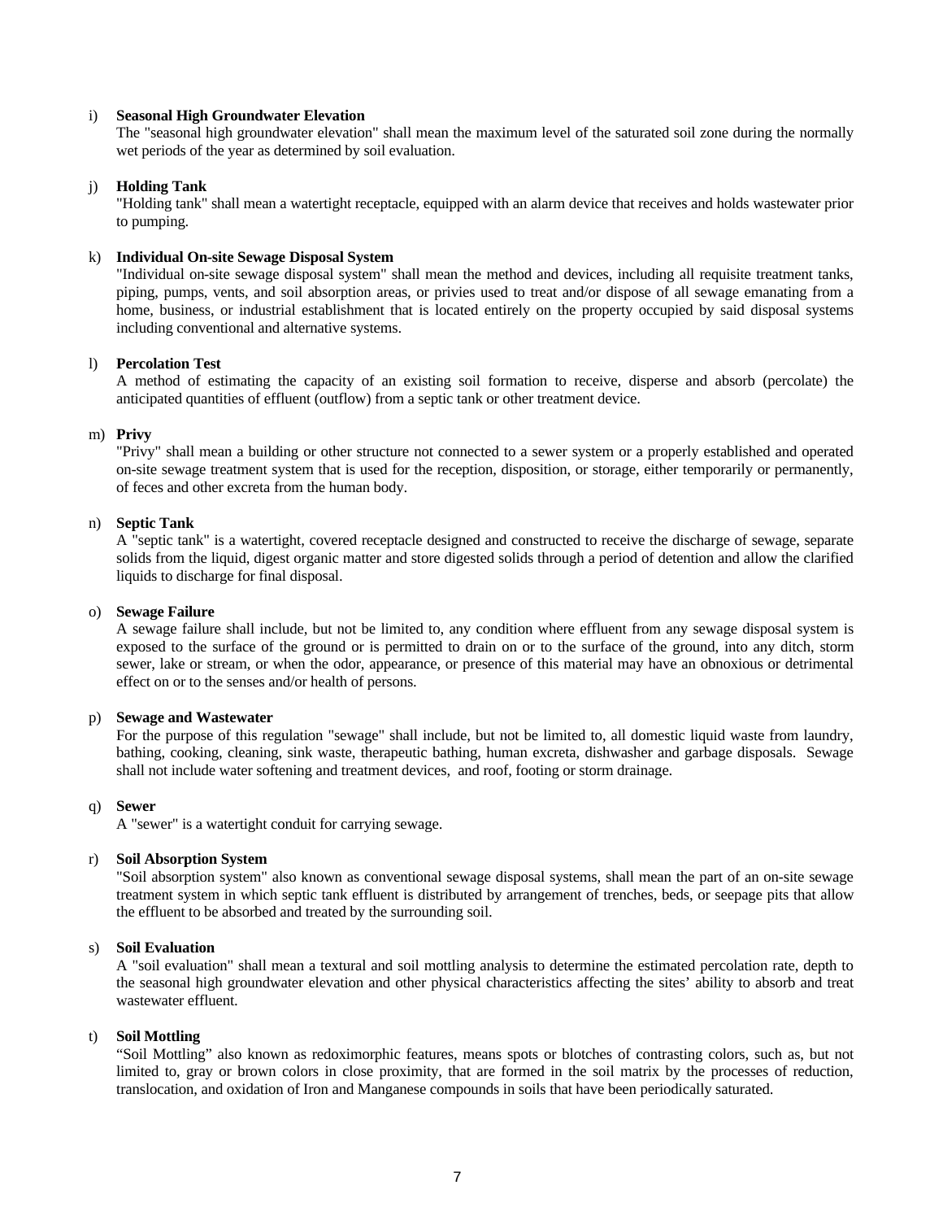i) **Seasonal High Groundwater Elevation**
The "seasonal high groundwater elevation" shall mean the maximum level of the saturated soil zone during the normally wet periods of the year as determined by soil evaluation.

j) **Holding Tank**
"Holding tank" shall mean a watertight receptacle, equipped with an alarm device that receives and holds wastewater prior to pumping.

k) **Individual On-site Sewage Disposal System**
"Individual on-site sewage disposal system" shall mean the method and devices, including all requisite treatment tanks, piping, pumps, vents, and soil absorption areas, or privies used to treat and/or dispose of all sewage emanating from a home, business, or industrial establishment that is located entirely on the property occupied by said disposal systems including conventional and alternative systems.

l) **Percolation Test**
A method of estimating the capacity of an existing soil formation to receive, disperse and absorb (percolate) the anticipated quantities of effluent (outflow) from a septic tank or other treatment device.

m) **Privy**
"Privy" shall mean a building or other structure not connected to a sewer system or a properly established and operated on-site sewage treatment system that is used for the reception, disposition, or storage, either temporarily or permanently, of feces and other excreta from the human body.

n) **Septic Tank**
A "septic tank" is a watertight, covered receptacle designed and constructed to receive the discharge of sewage, separate solids from the liquid, digest organic matter and store digested solids through a period of detention and allow the clarified liquids to discharge for final disposal.

o) **Sewage Failure**
A sewage failure shall include, but not be limited to, any condition where effluent from any sewage disposal system is exposed to the surface of the ground or is permitted to drain on or to the surface of the ground, into any ditch, storm sewer, lake or stream, or when the odor, appearance, or presence of this material may have an obnoxious or detrimental effect on or to the senses and/or health of persons.

p) **Sewage and Wastewater**
For the purpose of this regulation "sewage" shall include, but not be limited to, all domestic liquid waste from laundry, bathing, cooking, cleaning, sink waste, therapeutic bathing, human excreta, dishwasher and garbage disposals. Sewage shall not include water softening and treatment devices, and roof, footing or storm drainage.

q) **Sewer**
A "sewer" is a watertight conduit for carrying sewage.

r) **Soil Absorption System**
"Soil absorption system" also known as conventional sewage disposal systems, shall mean the part of an on-site sewage treatment system in which septic tank effluent is distributed by arrangement of trenches, beds, or seepage pits that allow the effluent to be absorbed and treated by the surrounding soil.

s) **Soil Evaluation**
A "soil evaluation" shall mean a textural and soil mottling analysis to determine the estimated percolation rate, depth to the seasonal high groundwater elevation and other physical characteristics affecting the sites' ability to absorb and treat wastewater effluent.

t) **Soil Mottling**
"Soil Mottling" also known as redoximorphic features, means spots or blotches of contrasting colors, such as, but not limited to, gray or brown colors in close proximity, that are formed in the soil matrix by the processes of reduction, translocation, and oxidation of Iron and Manganese compounds in soils that have been periodically saturated.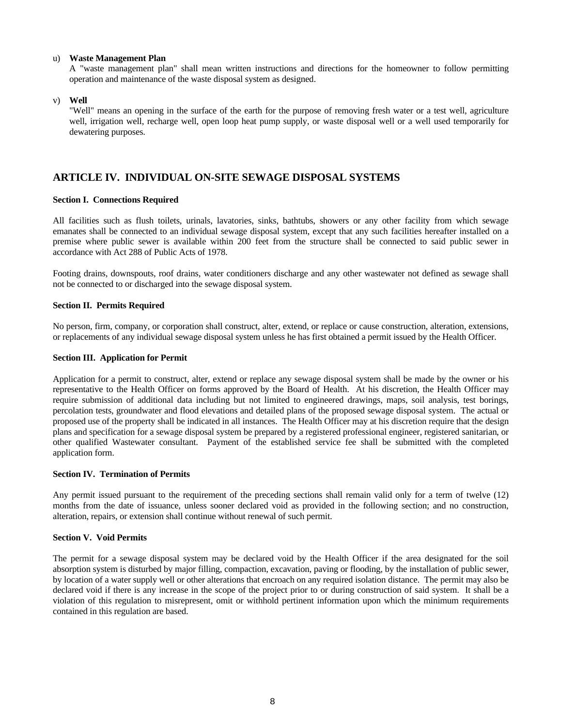u) **Waste Management Plan**
A "waste management plan" shall mean written instructions and directions for the homeowner to follow permitting operation and maintenance of the waste disposal system as designed.

v) **Well**
"Well" means an opening in the surface of the earth for the purpose of removing fresh water or a test well, agriculture well, irrigation well, recharge well, open loop heat pump supply, or waste disposal well or a well used temporarily for dewatering purposes.

## ARTICLE IV. INDIVIDUAL ON-SITE SEWAGE DISPOSAL SYSTEMS

### Section I. Connections Required

All facilities such as flush toilets, urinals, lavatories, sinks, bathtubs, showers or any other facility from which sewage emanates shall be connected to an individual sewage disposal system, except that any such facilities hereafter installed on a premise where public sewer is available within 200 feet from the structure shall be connected to said public sewer in accordance with Act 288 of Public Acts of 1978.

Footing drains, downspouts, roof drains, water conditioners discharge and any other wastewater not defined as sewage shall not be connected to or discharged into the sewage disposal system.

### Section II. Permits Required

No person, firm, company, or corporation shall construct, alter, extend, or replace or cause construction, alteration, extensions, or replacements of any individual sewage disposal system unless he has first obtained a permit issued by the Health Officer.

### Section III. Application for Permit

Application for a permit to construct, alter, extend or replace any sewage disposal system shall be made by the owner or his representative to the Health Officer on forms approved by the Board of Health. At his discretion, the Health Officer may require submission of additional data including but not limited to engineered drawings, maps, soil analysis, test borings, percolation tests, groundwater and flood elevations and detailed plans of the proposed sewage disposal system. The actual or proposed use of the property shall be indicated in all instances. The Health Officer may at his discretion require that the design plans and specification for a sewage disposal system be prepared by a registered professional engineer, registered sanitarian, or other qualified Wastewater consultant. Payment of the established service fee shall be submitted with the completed application form.

### Section IV. Termination of Permits

Any permit issued pursuant to the requirement of the preceding sections shall remain valid only for a term of twelve (12) months from the date of issuance, unless sooner declared void as provided in the following section; and no construction, alteration, repairs, or extension shall continue without renewal of such permit.

### Section V. Void Permits

The permit for a sewage disposal system may be declared void by the Health Officer if the area designated for the soil absorption system is disturbed by major filling, compaction, excavation, paving or flooding, by the installation of public sewer, by location of a water supply well or other alterations that encroach on any required isolation distance. The permit may also be declared void if there is any increase in the scope of the project prior to or during construction of said system. It shall be a violation of this regulation to misrepresent, omit or withhold pertinent information upon which the minimum requirements contained in this regulation are based.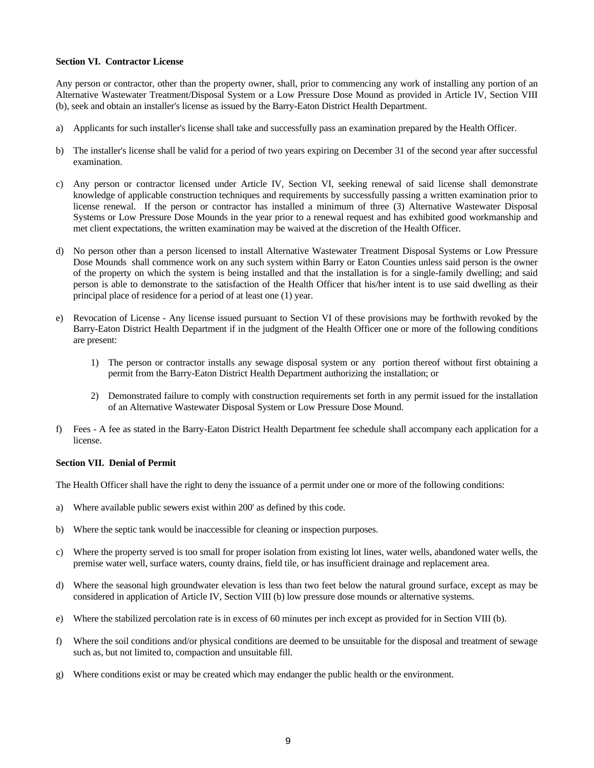**Section VI. Contractor License**

Any person or contractor, other than the property owner, shall, prior to commencing any work of installing any portion of an Alternative Wastewater Treatment/Disposal System or a Low Pressure Dose Mound as provided in Article IV, Section VIII (b), seek and obtain an installer's license as issued by the Barry-Eaton District Health Department.

a) Applicants for such installer's license shall take and successfully pass an examination prepared by the Health Officer.

b) The installer's license shall be valid for a period of two years expiring on December 31 of the second year after successful examination.

c) Any person or contractor licensed under Article IV, Section VI, seeking renewal of said license shall demonstrate knowledge of applicable construction techniques and requirements by successfully passing a written examination prior to license renewal. If the person or contractor has installed a minimum of three (3) Alternative Wastewater Disposal Systems or Low Pressure Dose Mounds in the year prior to a renewal request and has exhibited good workmanship and met client expectations, the written examination may be waived at the discretion of the Health Officer.

d) No person other than a person licensed to install Alternative Wastewater Treatment Disposal Systems or Low Pressure Dose Mounds shall commence work on any such system within Barry or Eaton Counties unless said person is the owner of the property on which the system is being installed and that the installation is for a single-family dwelling; and said person is able to demonstrate to the satisfaction of the Health Officer that his/her intent is to use said dwelling as their principal place of residence for a period of at least one (1) year.

e) Revocation of License - Any license issued pursuant to Section VI of these provisions may be forthwith revoked by the Barry-Eaton District Health Department if in the judgment of the Health Officer one or more of the following conditions are present:

    1) The person or contractor installs any sewage disposal system or any portion thereof without first obtaining a permit from the Barry-Eaton District Health Department authorizing the installation; or

    2) Demonstrated failure to comply with construction requirements set forth in any permit issued for the installation of an Alternative Wastewater Disposal System or Low Pressure Dose Mound.

f) Fees - A fee as stated in the Barry-Eaton District Health Department fee schedule shall accompany each application for a license.

**Section VII. Denial of Permit**

The Health Officer shall have the right to deny the issuance of a permit under one or more of the following conditions:

a) Where available public sewers exist within 200' as defined by this code.

b) Where the septic tank would be inaccessible for cleaning or inspection purposes.

c) Where the property served is too small for proper isolation from existing lot lines, water wells, abandoned water wells, the premise water well, surface waters, county drains, field tile, or has insufficient drainage and replacement area.

d) Where the seasonal high groundwater elevation is less than two feet below the natural ground surface, except as may be considered in application of Article IV, Section VIII (b) low pressure dose mounds or alternative systems.

e) Where the stabilized percolation rate is in excess of 60 minutes per inch except as provided for in Section VIII (b).

f) Where the soil conditions and/or physical conditions are deemed to be unsuitable for the disposal and treatment of sewage such as, but not limited to, compaction and unsuitable fill.

g) Where conditions exist or may be created which may endanger the public health or the environment.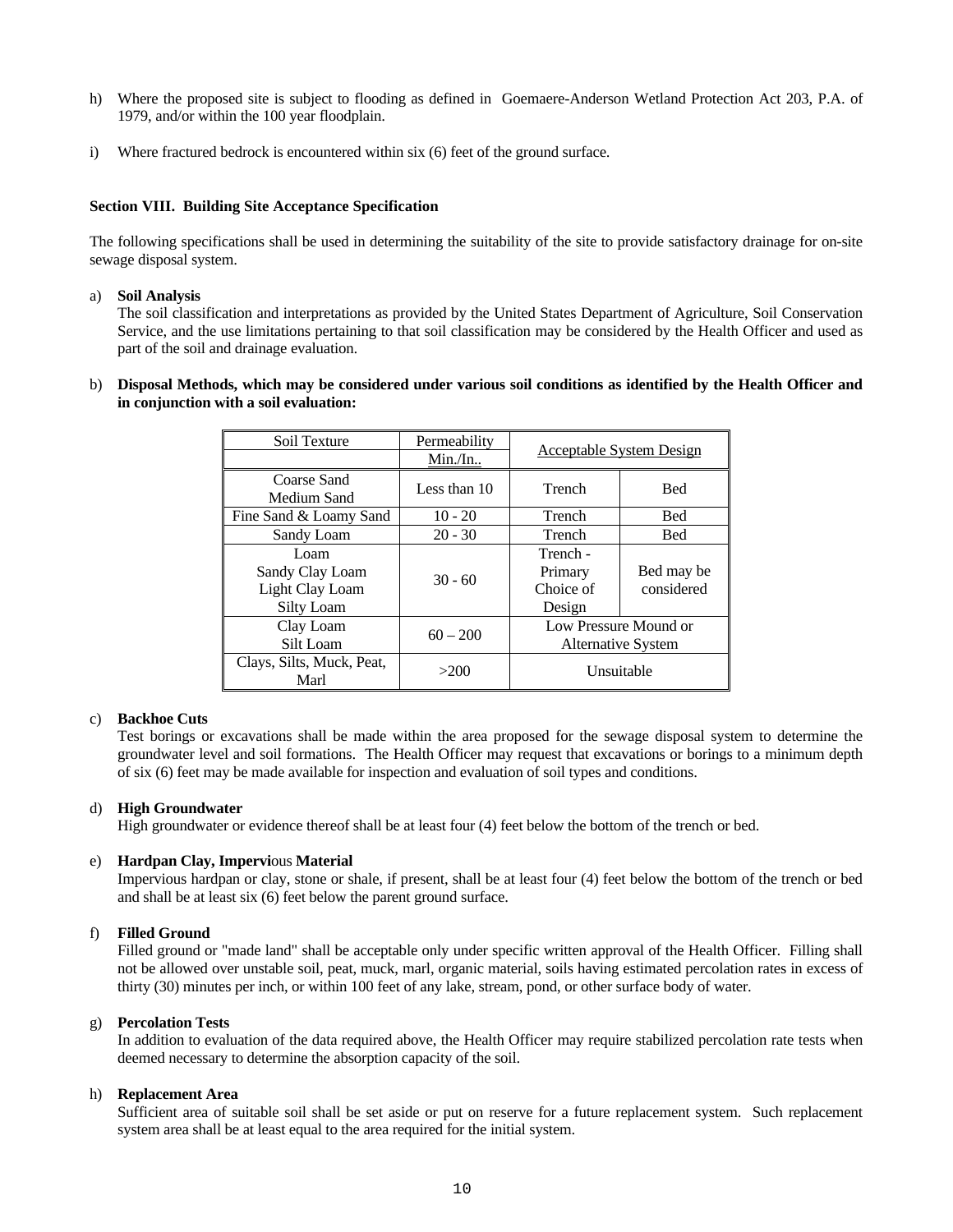h) Where the proposed site is subject to flooding as defined in Goemaere-Anderson Wetland Protection Act 203, P.A. of 1979, and/or within the 100 year floodplain.

i) Where fractured bedrock is encountered within six (6) feet of the ground surface.

**Section VIII. Building Site Acceptance Specification**

The following specifications shall be used in determining the suitability of the site to provide satisfactory drainage for on-site sewage disposal system.

a) **Soil Analysis**
The soil classification and interpretations as provided by the United States Department of Agriculture, Soil Conservation Service, and the use limitations pertaining to that soil classification may be considered by the Health Officer and used as part of the soil and drainage evaluation.

b) **Disposal Methods, which may be considered under various soil conditions as identified by the Health Officer and in conjunction with a soil evaluation:**

| Soil Texture | Permeability Min./In.. | Acceptable System Design | |
|---|---|---|---|
| Coarse Sand<br>Medium Sand | Less than 10 | Trench | Bed |
| Fine Sand & Loamy Sand | 10 - 20 | Trench | Bed |
| Sandy Loam | 20 - 30 | Trench | Bed |
| Loam<br>Sandy Clay Loam<br>Light Clay Loam<br>Silty Loam | 30 - 60 | Trench - Primary Choice of Design | Bed may be considered |
| Clay Loam<br>Silt Loam | 60 – 200 | Low Pressure Mound or Alternative System | |
| Clays, Silts, Muck, Peat, Marl | >200 | Unsuitable | |

c) **Backhoe Cuts**
Test borings or excavations shall be made within the area proposed for the sewage disposal system to determine the groundwater level and soil formations. The Health Officer may request that excavations or borings to a minimum depth of six (6) feet may be made available for inspection and evaluation of soil types and conditions.

d) **High Groundwater**
High groundwater or evidence thereof shall be at least four (4) feet below the bottom of the trench or bed.

e) **Hardpan Clay, Impervious Material**
Impervious hardpan or clay, stone or shale, if present, shall be at least four (4) feet below the bottom of the trench or bed and shall be at least six (6) feet below the parent ground surface.

f) **Filled Ground**
Filled ground or "made land" shall be acceptable only under specific written approval of the Health Officer. Filling shall not be allowed over unstable soil, peat, muck, marl, organic material, soils having estimated percolation rates in excess of thirty (30) minutes per inch, or within 100 feet of any lake, stream, pond, or other surface body of water.

g) **Percolation Tests**
In addition to evaluation of the data required above, the Health Officer may require stabilized percolation rate tests when deemed necessary to determine the absorption capacity of the soil.

h) **Replacement Area**
Sufficient area of suitable soil shall be set aside or put on reserve for a future replacement system. Such replacement system area shall be at least equal to the area required for the initial system.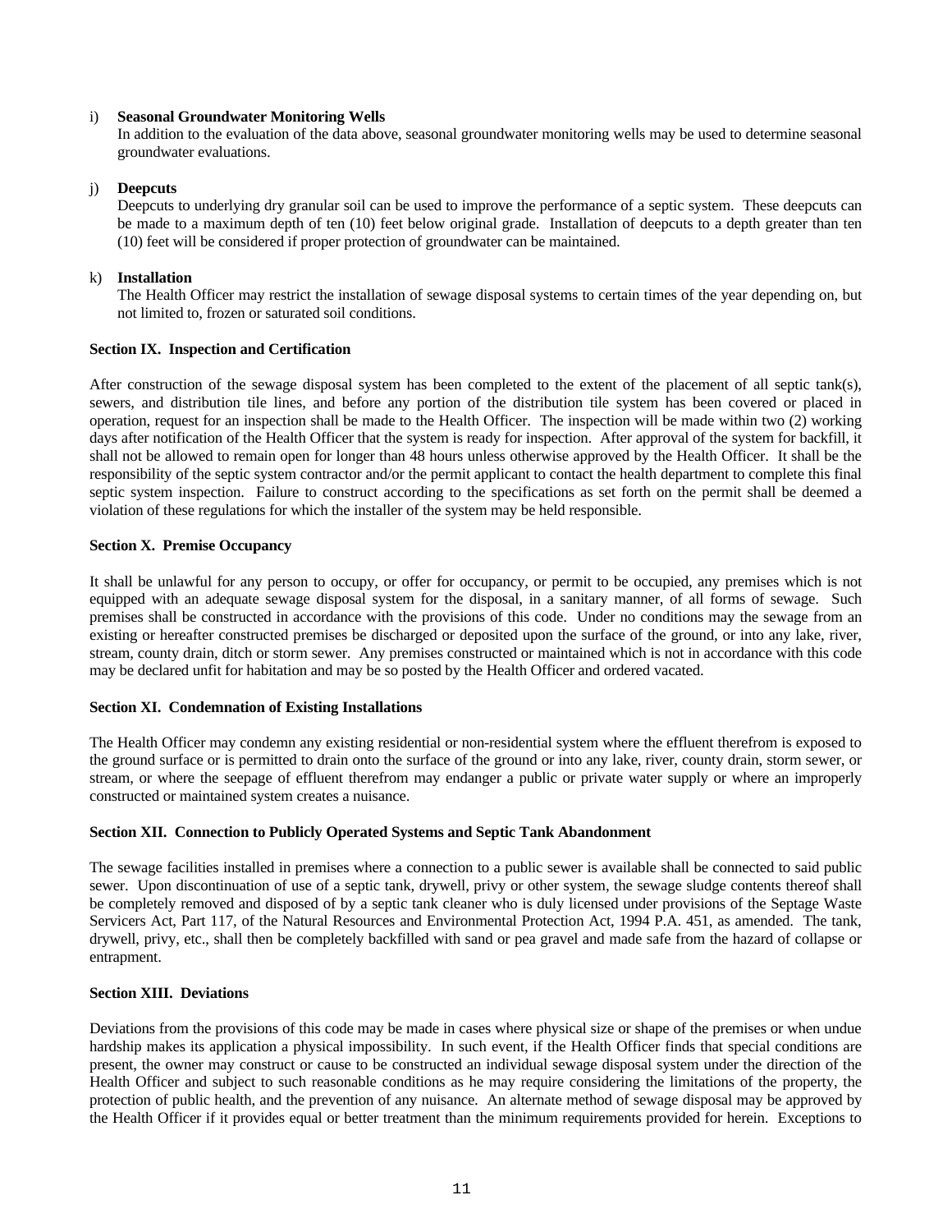i) **Seasonal Groundwater Monitoring Wells**
In addition to the evaluation of the data above, seasonal groundwater monitoring wells may be used to determine seasonal groundwater evaluations.

j) **Deepcuts**
Deepcuts to underlying dry granular soil can be used to improve the performance of a septic system. These deepcuts can be made to a maximum depth of ten (10) feet below original grade. Installation of deepcuts to a depth greater than ten (10) feet will be considered if proper protection of groundwater can be maintained.

k) **Installation**
The Health Officer may restrict the installation of sewage disposal systems to certain times of the year depending on, but not limited to, frozen or saturated soil conditions.

**Section IX. Inspection and Certification**

After construction of the sewage disposal system has been completed to the extent of the placement of all septic tank(s), sewers, and distribution tile lines, and before any portion of the distribution tile system has been covered or placed in operation, request for an inspection shall be made to the Health Officer. The inspection will be made within two (2) working days after notification of the Health Officer that the system is ready for inspection. After approval of the system for backfill, it shall not be allowed to remain open for longer than 48 hours unless otherwise approved by the Health Officer. It shall be the responsibility of the septic system contractor and/or the permit applicant to contact the health department to complete this final septic system inspection. Failure to construct according to the specifications as set forth on the permit shall be deemed a violation of these regulations for which the installer of the system may be held responsible.

**Section X. Premise Occupancy**

It shall be unlawful for any person to occupy, or offer for occupancy, or permit to be occupied, any premises which is not equipped with an adequate sewage disposal system for the disposal, in a sanitary manner, of all forms of sewage. Such premises shall be constructed in accordance with the provisions of this code. Under no conditions may the sewage from an existing or hereafter constructed premises be discharged or deposited upon the surface of the ground, or into any lake, river, stream, county drain, ditch or storm sewer. Any premises constructed or maintained which is not in accordance with this code may be declared unfit for habitation and may be so posted by the Health Officer and ordered vacated.

**Section XI. Condemnation of Existing Installations**

The Health Officer may condemn any existing residential or non-residential system where the effluent therefrom is exposed to the ground surface or is permitted to drain onto the surface of the ground or into any lake, river, county drain, storm sewer, or stream, or where the seepage of effluent therefrom may endanger a public or private water supply or where an improperly constructed or maintained system creates a nuisance.

**Section XII. Connection to Publicly Operated Systems and Septic Tank Abandonment**

The sewage facilities installed in premises where a connection to a public sewer is available shall be connected to said public sewer. Upon discontinuation of use of a septic tank, drywell, privy or other system, the sewage sludge contents thereof shall be completely removed and disposed of by a septic tank cleaner who is duly licensed under provisions of the Septage Waste Servicers Act, Part 117, of the Natural Resources and Environmental Protection Act, 1994 P.A. 451, as amended. The tank, drywell, privy, etc., shall then be completely backfilled with sand or pea gravel and made safe from the hazard of collapse or entrapment.

**Section XIII. Deviations**

Deviations from the provisions of this code may be made in cases where physical size or shape of the premises or when undue hardship makes its application a physical impossibility. In such event, if the Health Officer finds that special conditions are present, the owner may construct or cause to be constructed an individual sewage disposal system under the direction of the Health Officer and subject to such reasonable conditions as he may require considering the limitations of the property, the protection of public health, and the prevention of any nuisance. An alternate method of sewage disposal may be approved by the Health Officer if it provides equal or better treatment than the minimum requirements provided for herein. Exceptions to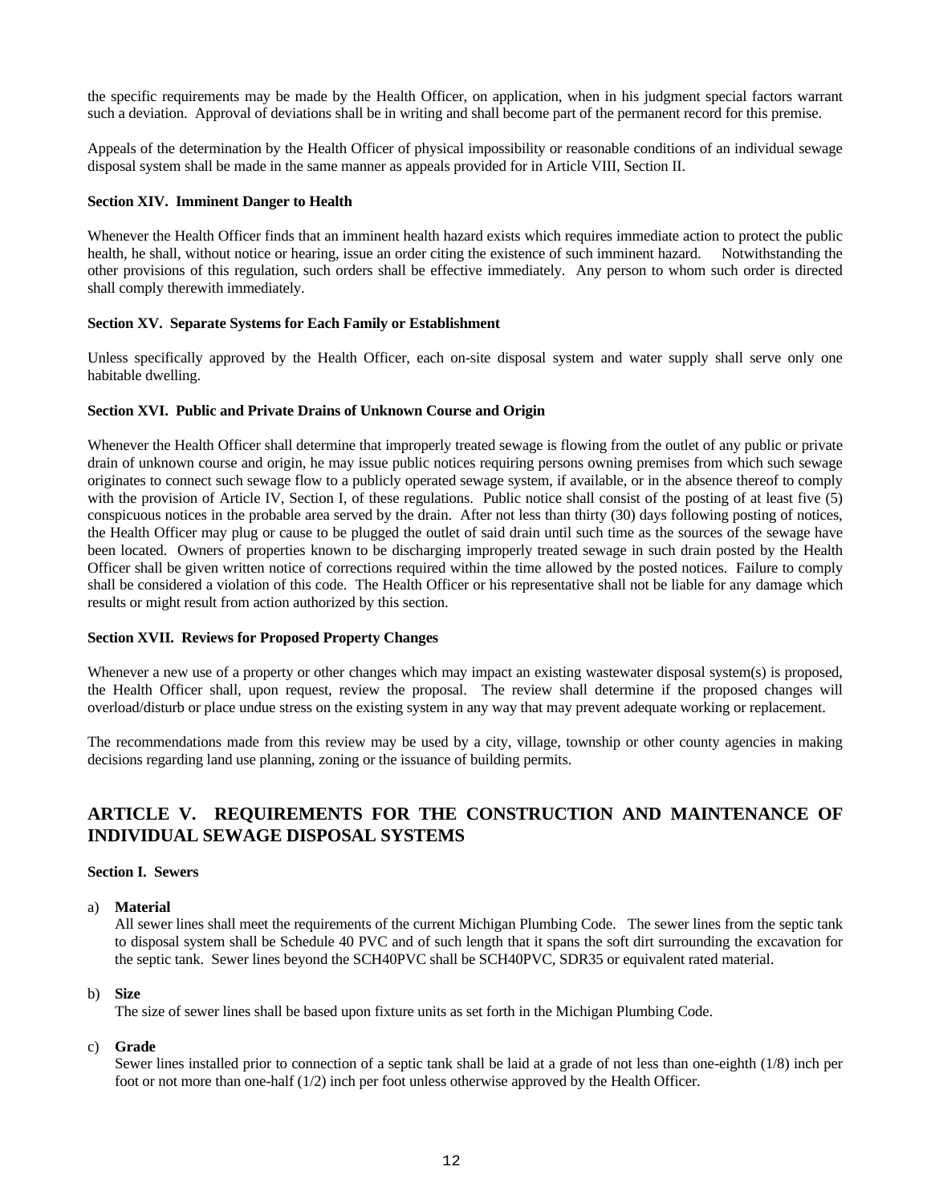the specific requirements may be made by the Health Officer, on application, when in his judgment special factors warrant such a deviation. Approval of deviations shall be in writing and shall become part of the permanent record for this premise.

Appeals of the determination by the Health Officer of physical impossibility or reasonable conditions of an individual sewage disposal system shall be made in the same manner as appeals provided for in Article VIII, Section II.

**Section XIV. Imminent Danger to Health**

Whenever the Health Officer finds that an imminent health hazard exists which requires immediate action to protect the public health, he shall, without notice or hearing, issue an order citing the existence of such imminent hazard. Notwithstanding the other provisions of this regulation, such orders shall be effective immediately. Any person to whom such order is directed shall comply therewith immediately.

**Section XV. Separate Systems for Each Family or Establishment**

Unless specifically approved by the Health Officer, each on-site disposal system and water supply shall serve only one habitable dwelling.

**Section XVI. Public and Private Drains of Unknown Course and Origin**

Whenever the Health Officer shall determine that improperly treated sewage is flowing from the outlet of any public or private drain of unknown course and origin, he may issue public notices requiring persons owning premises from which such sewage originates to connect such sewage flow to a publicly operated sewage system, if available, or in the absence thereof to comply with the provision of Article IV, Section I, of these regulations. Public notice shall consist of the posting of at least five (5) conspicuous notices in the probable area served by the drain. After not less than thirty (30) days following posting of notices, the Health Officer may plug or cause to be plugged the outlet of said drain until such time as the sources of the sewage have been located. Owners of properties known to be discharging improperly treated sewage in such drain posted by the Health Officer shall be given written notice of corrections required within the time allowed by the posted notices. Failure to comply shall be considered a violation of this code. The Health Officer or his representative shall not be liable for any damage which results or might result from action authorized by this section.

**Section XVII. Reviews for Proposed Property Changes**

Whenever a new use of a property or other changes which may impact an existing wastewater disposal system(s) is proposed, the Health Officer shall, upon request, review the proposal. The review shall determine if the proposed changes will overload/disturb or place undue stress on the existing system in any way that may prevent adequate working or replacement.

The recommendations made from this review may be used by a city, village, township or other county agencies in making decisions regarding land use planning, zoning or the issuance of building permits.

## ARTICLE V. REQUIREMENTS FOR THE CONSTRUCTION AND MAINTENANCE OF INDIVIDUAL SEWAGE DISPOSAL SYSTEMS

**Section I. Sewers**

a) **Material**
All sewer lines shall meet the requirements of the current Michigan Plumbing Code. The sewer lines from the septic tank to disposal system shall be Schedule 40 PVC and of such length that it spans the soft dirt surrounding the excavation for the septic tank. Sewer lines beyond the SCH40PVC shall be SCH40PVC, SDR35 or equivalent rated material.

b) **Size**
The size of sewer lines shall be based upon fixture units as set forth in the Michigan Plumbing Code.

c) **Grade**
Sewer lines installed prior to connection of a septic tank shall be laid at a grade of not less than one-eighth (1/8) inch per foot or not more than one-half (1/2) inch per foot unless otherwise approved by the Health Officer.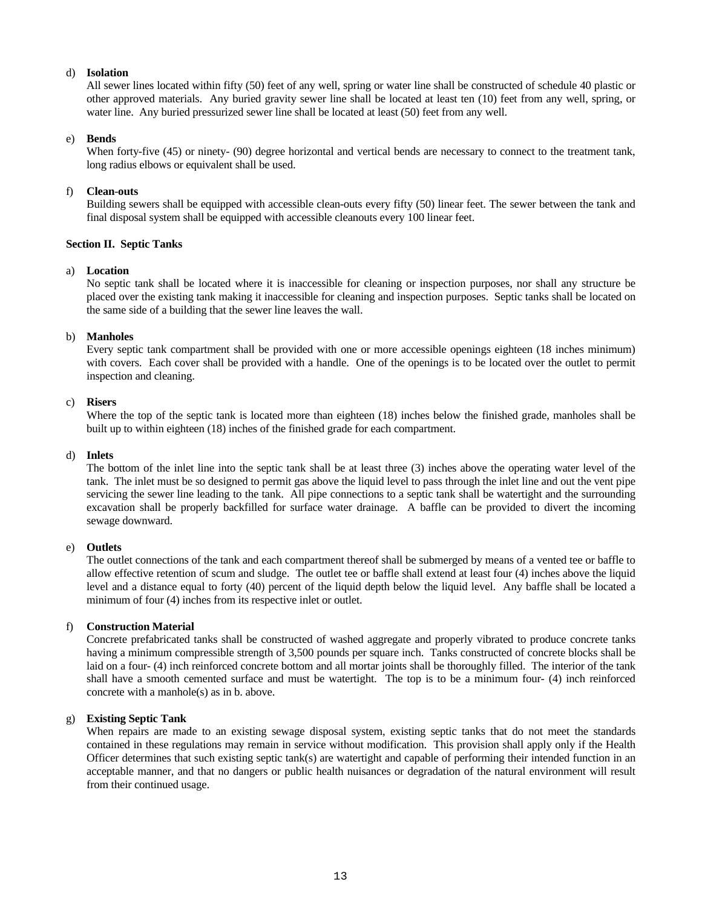d) **Isolation**
All sewer lines located within fifty (50) feet of any well, spring or water line shall be constructed of schedule 40 plastic or other approved materials. Any buried gravity sewer line shall be located at least ten (10) feet from any well, spring, or water line. Any buried pressurized sewer line shall be located at least (50) feet from any well.

e) **Bends**
When forty-five (45) or ninety- (90) degree horizontal and vertical bends are necessary to connect to the treatment tank, long radius elbows or equivalent shall be used.

f) **Clean-outs**
Building sewers shall be equipped with accessible clean-outs every fifty (50) linear feet. The sewer between the tank and final disposal system shall be equipped with accessible cleanouts every 100 linear feet.

**Section II. Septic Tanks**

a) **Location**
No septic tank shall be located where it is inaccessible for cleaning or inspection purposes, nor shall any structure be placed over the existing tank making it inaccessible for cleaning and inspection purposes. Septic tanks shall be located on the same side of a building that the sewer line leaves the wall.

b) **Manholes**
Every septic tank compartment shall be provided with one or more accessible openings eighteen (18 inches minimum) with covers. Each cover shall be provided with a handle. One of the openings is to be located over the outlet to permit inspection and cleaning.

c) **Risers**
Where the top of the septic tank is located more than eighteen (18) inches below the finished grade, manholes shall be built up to within eighteen (18) inches of the finished grade for each compartment.

d) **Inlets**
The bottom of the inlet line into the septic tank shall be at least three (3) inches above the operating water level of the tank. The inlet must be so designed to permit gas above the liquid level to pass through the inlet line and out the vent pipe servicing the sewer line leading to the tank. All pipe connections to a septic tank shall be watertight and the surrounding excavation shall be properly backfilled for surface water drainage. A baffle can be provided to divert the incoming sewage downward.

e) **Outlets**
The outlet connections of the tank and each compartment thereof shall be submerged by means of a vented tee or baffle to allow effective retention of scum and sludge. The outlet tee or baffle shall extend at least four (4) inches above the liquid level and a distance equal to forty (40) percent of the liquid depth below the liquid level. Any baffle shall be located a minimum of four (4) inches from its respective inlet or outlet.

f) **Construction Material**
Concrete prefabricated tanks shall be constructed of washed aggregate and properly vibrated to produce concrete tanks having a minimum compressible strength of 3,500 pounds per square inch. Tanks constructed of concrete blocks shall be laid on a four- (4) inch reinforced concrete bottom and all mortar joints shall be thoroughly filled. The interior of the tank shall have a smooth cemented surface and must be watertight. The top is to be a minimum four- (4) inch reinforced concrete with a manhole(s) as in b. above.

g) **Existing Septic Tank**
When repairs are made to an existing sewage disposal system, existing septic tanks that do not meet the standards contained in these regulations may remain in service without modification. This provision shall apply only if the Health Officer determines that such existing septic tank(s) are watertight and capable of performing their intended function in an acceptable manner, and that no dangers or public health nuisances or degradation of the natural environment will result from their continued usage.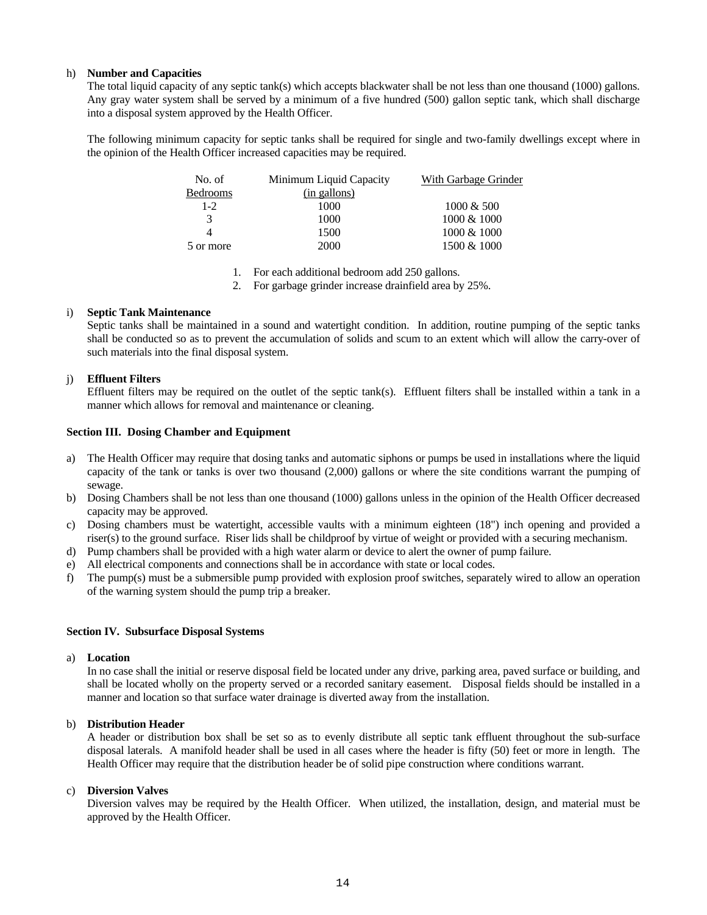h) **Number and Capacities**

The total liquid capacity of any septic tank(s) which accepts blackwater shall be not less than one thousand (1000) gallons. Any gray water system shall be served by a minimum of a five hundred (500) gallon septic tank, which shall discharge into a disposal system approved by the Health Officer.

The following minimum capacity for septic tanks shall be required for single and two-family dwellings except where in the opinion of the Health Officer increased capacities may be required.

| No. of Bedrooms | Minimum Liquid Capacity (in gallons) | With Garbage Grinder |
|---|---|---|
| 1-2 | 1000 | 1000 & 500 |
| 3 | 1000 | 1000 & 1000 |
| 4 | 1500 | 1000 & 1000 |
| 5 or more | 2000 | 1500 & 1000 |

1. For each additional bedroom add 250 gallons.
2. For garbage grinder increase drainfield area by 25%.

i) **Septic Tank Maintenance**

Septic tanks shall be maintained in a sound and watertight condition. In addition, routine pumping of the septic tanks shall be conducted so as to prevent the accumulation of solids and scum to an extent which will allow the carry-over of such materials into the final disposal system.

j) **Effluent Filters**

Effluent filters may be required on the outlet of the septic tank(s). Effluent filters shall be installed within a tank in a manner which allows for removal and maintenance or cleaning.

**Section III. Dosing Chamber and Equipment**

a) The Health Officer may require that dosing tanks and automatic siphons or pumps be used in installations where the liquid capacity of the tank or tanks is over two thousand (2,000) gallons or where the site conditions warrant the pumping of sewage.
b) Dosing Chambers shall be not less than one thousand (1000) gallons unless in the opinion of the Health Officer decreased capacity may be approved.
c) Dosing chambers must be watertight, accessible vaults with a minimum eighteen (18") inch opening and provided a riser(s) to the ground surface. Riser lids shall be childproof by virtue of weight or provided with a securing mechanism.
d) Pump chambers shall be provided with a high water alarm or device to alert the owner of pump failure.
e) All electrical components and connections shall be in accordance with state or local codes.
f) The pump(s) must be a submersible pump provided with explosion proof switches, separately wired to allow an operation of the warning system should the pump trip a breaker.

**Section IV. Subsurface Disposal Systems**

a) **Location**

In no case shall the initial or reserve disposal field be located under any drive, parking area, paved surface or building, and shall be located wholly on the property served or a recorded sanitary easement. Disposal fields should be installed in a manner and location so that surface water drainage is diverted away from the installation.

b) **Distribution Header**

A header or distribution box shall be set so as to evenly distribute all septic tank effluent throughout the sub-surface disposal laterals. A manifold header shall be used in all cases where the header is fifty (50) feet or more in length. The Health Officer may require that the distribution header be of solid pipe construction where conditions warrant.

c) **Diversion Valves**

Diversion valves may be required by the Health Officer. When utilized, the installation, design, and material must be approved by the Health Officer.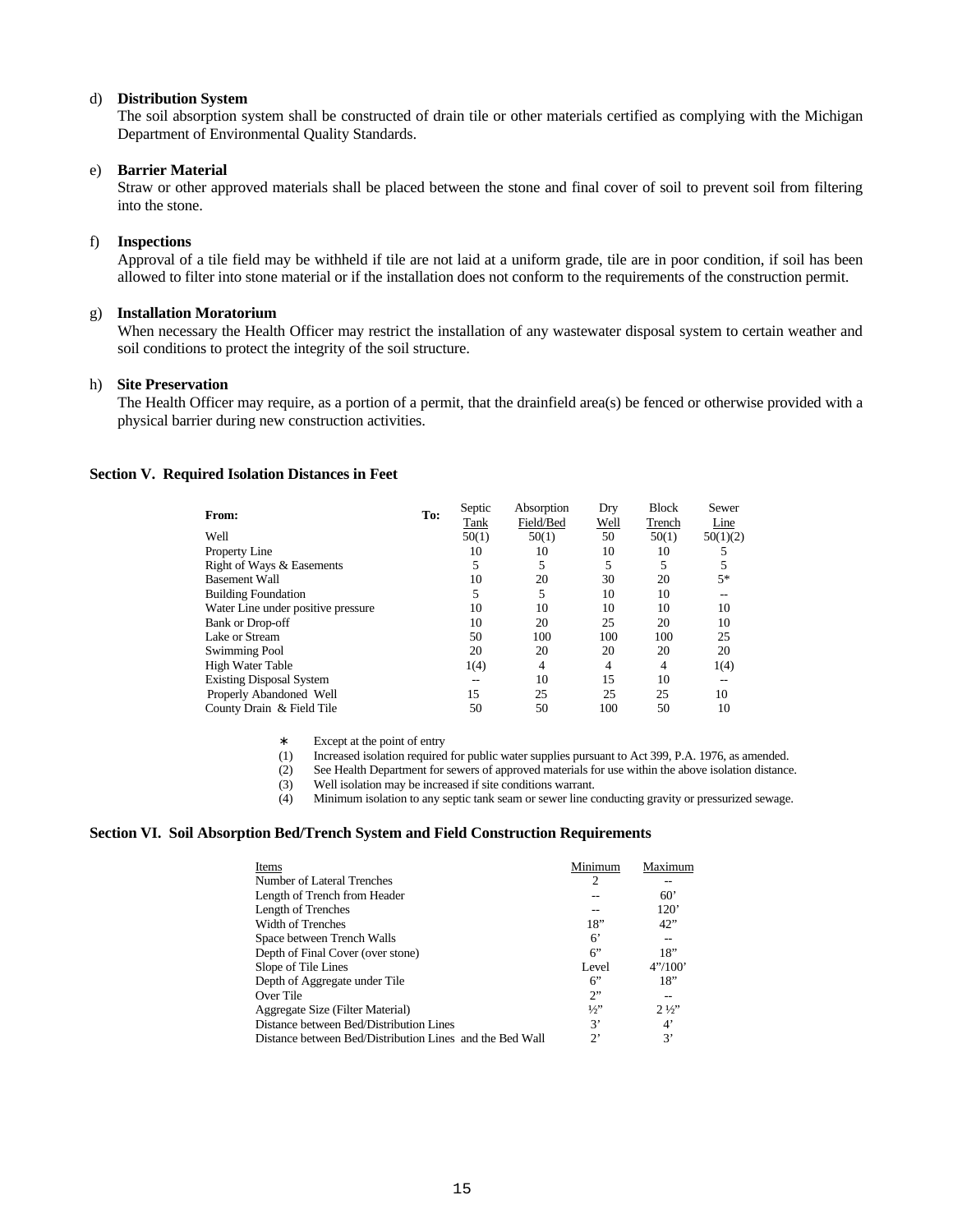d) **Distribution System**
The soil absorption system shall be constructed of drain tile or other materials certified as complying with the Michigan Department of Environmental Quality Standards.

e) **Barrier Material**
Straw or other approved materials shall be placed between the stone and final cover of soil to prevent soil from filtering into the stone.

f) **Inspections**
Approval of a tile field may be withheld if tile are not laid at a uniform grade, tile are in poor condition, if soil has been allowed to filter into stone material or if the installation does not conform to the requirements of the construction permit.

g) **Installation Moratorium**
When necessary the Health Officer may restrict the installation of any wastewater disposal system to certain weather and soil conditions to protect the integrity of the soil structure.

h) **Site Preservation**
The Health Officer may require, as a portion of a permit, that the drainfield area(s) be fenced or otherwise provided with a physical barrier during new construction activities.

### Section V. Required Isolation Distances in Feet

| **From:** **To:** | Septic Tank | Absorption Field/Bed | Dry Well | Block Trench | Sewer Line |
|---|---|---|---|---|---|
| Well | 50(1) | 50(1) | 50 | 50(1) | 50(1)(2) |
| Property Line | 10 | 10 | 10 | 10 | 5 |
| Right of Ways & Easements | 5 | 5 | 5 | 5 | 5 |
| Basement Wall | 10 | 20 | 30 | 20 | 5* |
| Building Foundation | 5 | 5 | 10 | 10 | -- |
| Water Line under positive pressure | 10 | 10 | 10 | 10 | 10 |
| Bank or Drop-off | 10 | 20 | 25 | 20 | 10 |
| Lake or Stream | 50 | 100 | 100 | 100 | 25 |
| Swimming Pool | 20 | 20 | 20 | 20 | 20 |
| High Water Table | 1(4) | 4 | 4 | 4 | 1(4) |
| Existing Disposal System | -- | 10 | 15 | 10 | -- |
| Properly Abandoned Well | 15 | 25 | 25 | 25 | 10 |
| County Drain & Field Tile | 50 | 50 | 100 | 50 | 10 |

\* Except at the point of entry
(1) Increased isolation required for public water supplies pursuant to Act 399, P.A. 1976, as amended.
(2) See Health Department for sewers of approved materials for use within the above isolation distance.
(3) Well isolation may be increased if site conditions warrant.
(4) Minimum isolation to any septic tank seam or sewer line conducting gravity or pressurized sewage.

### Section VI. Soil Absorption Bed/Trench System and Field Construction Requirements

| Items | Minimum | Maximum |
|---|---|---|
| Number of Lateral Trenches | 2 | -- |
| Length of Trench from Header | -- | 60' |
| Length of Trenches | -- | 120' |
| Width of Trenches | 18" | 42" |
| Space between Trench Walls | 6' | -- |
| Depth of Final Cover (over stone) | 6" | 18" |
| Slope of Tile Lines | Level | 4"/100' |
| Depth of Aggregate under Tile | 6" | 18" |
| Over Tile | 2" | -- |
| Aggregate Size (Filter Material) | ½" | 2 ½" |
| Distance between Bed/Distribution Lines | 3' | 4' |
| Distance between Bed/Distribution Lines and the Bed Wall | 2' | 3' |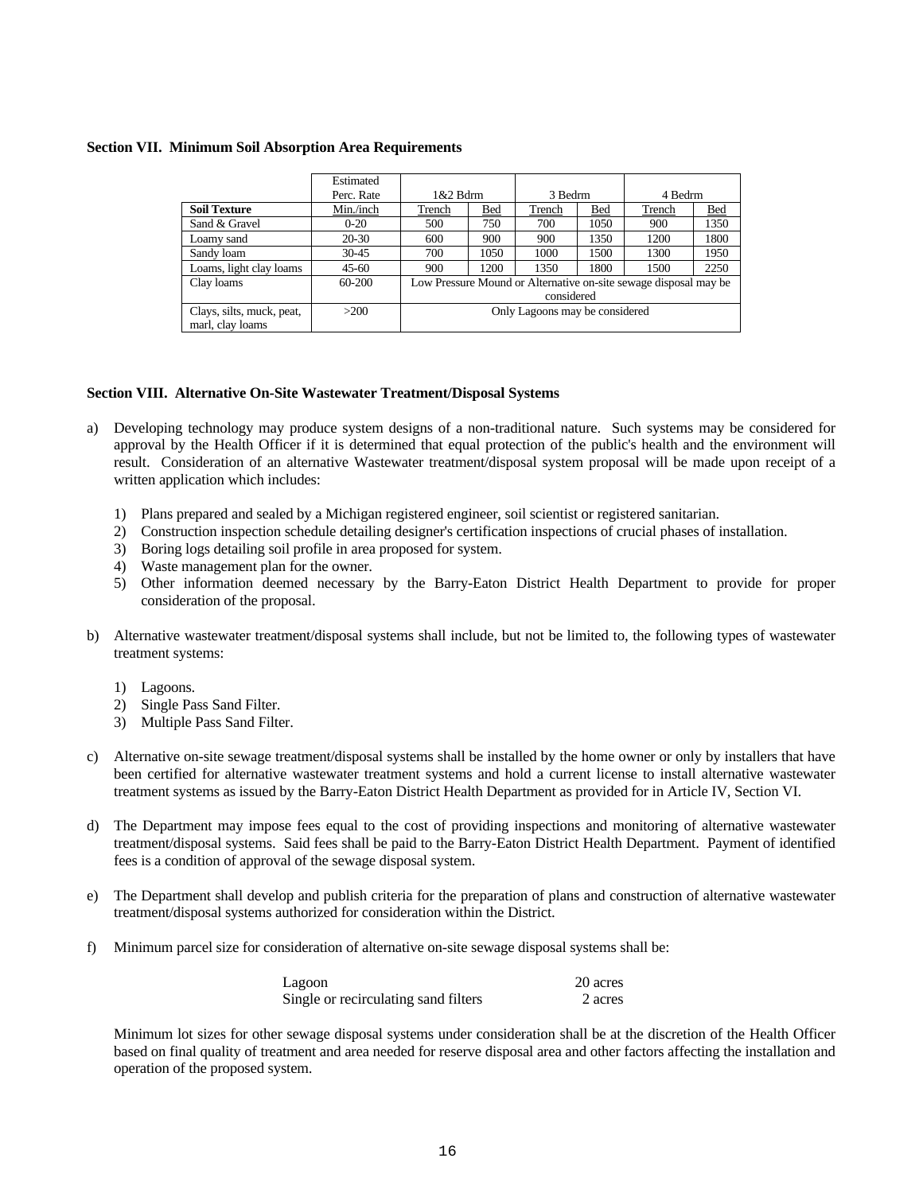**Section VII. Minimum Soil Absorption Area Requirements**

| | Estimated Perc. Rate | 1&2 Bdrm | | 3 Bedrm | | 4 Bedrm | |
|---|---|---|---|---|---|---|---|
| **Soil Texture** | Min./inch | Trench | Bed | Trench | Bed | Trench | Bed |
| Sand & Gravel | 0-20 | 500 | 750 | 700 | 1050 | 900 | 1350 |
| Loamy sand | 20-30 | 600 | 900 | 900 | 1350 | 1200 | 1800 |
| Sandy loam | 30-45 | 700 | 1050 | 1000 | 1500 | 1300 | 1950 |
| Loams, light clay loams | 45-60 | 900 | 1200 | 1350 | 1800 | 1500 | 2250 |
| Clay loams | 60-200 | Low Pressure Mound or Alternative on-site sewage disposal may be considered | | | | | |
| Clays, silts, muck, peat, marl, clay loams | >200 | Only Lagoons may be considered | | | | | |

**Section VIII. Alternative On-Site Wastewater Treatment/Disposal Systems**

a) Developing technology may produce system designs of a non-traditional nature. Such systems may be considered for approval by the Health Officer if it is determined that equal protection of the public's health and the environment will result. Consideration of an alternative Wastewater treatment/disposal system proposal will be made upon receipt of a written application which includes:

1) Plans prepared and sealed by a Michigan registered engineer, soil scientist or registered sanitarian.
2) Construction inspection schedule detailing designer's certification inspections of crucial phases of installation.
3) Boring logs detailing soil profile in area proposed for system.
4) Waste management plan for the owner.
5) Other information deemed necessary by the Barry-Eaton District Health Department to provide for proper consideration of the proposal.

b) Alternative wastewater treatment/disposal systems shall include, but not be limited to, the following types of wastewater treatment systems:

1) Lagoons.
2) Single Pass Sand Filter.
3) Multiple Pass Sand Filter.

c) Alternative on-site sewage treatment/disposal systems shall be installed by the home owner or only by installers that have been certified for alternative wastewater treatment systems and hold a current license to install alternative wastewater treatment systems as issued by the Barry-Eaton District Health Department as provided for in Article IV, Section VI.

d) The Department may impose fees equal to the cost of providing inspections and monitoring of alternative wastewater treatment/disposal systems. Said fees shall be paid to the Barry-Eaton District Health Department. Payment of identified fees is a condition of approval of the sewage disposal system.

e) The Department shall develop and publish criteria for the preparation of plans and construction of alternative wastewater treatment/disposal systems authorized for consideration within the District.

f) Minimum parcel size for consideration of alternative on-site sewage disposal systems shall be:

| | |
|---|---|
| Lagoon | 20 acres |
| Single or recirculating sand filters | 2 acres |

Minimum lot sizes for other sewage disposal systems under consideration shall be at the discretion of the Health Officer based on final quality of treatment and area needed for reserve disposal area and other factors affecting the installation and operation of the proposed system.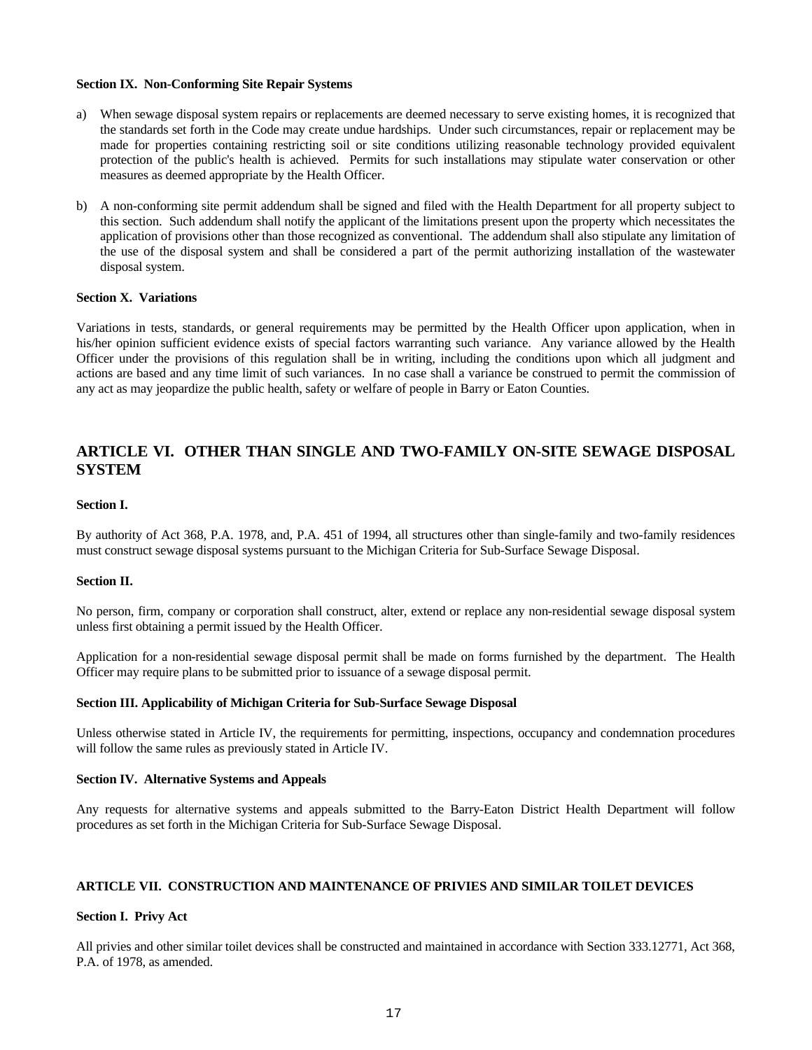**Section IX. Non-Conforming Site Repair Systems**

a) When sewage disposal system repairs or replacements are deemed necessary to serve existing homes, it is recognized that the standards set forth in the Code may create undue hardships. Under such circumstances, repair or replacement may be made for properties containing restricting soil or site conditions utilizing reasonable technology provided equivalent protection of the public's health is achieved. Permits for such installations may stipulate water conservation or other measures as deemed appropriate by the Health Officer.

b) A non-conforming site permit addendum shall be signed and filed with the Health Department for all property subject to this section. Such addendum shall notify the applicant of the limitations present upon the property which necessitates the application of provisions other than those recognized as conventional. The addendum shall also stipulate any limitation of the use of the disposal system and shall be considered a part of the permit authorizing installation of the wastewater disposal system.

**Section X. Variations**

Variations in tests, standards, or general requirements may be permitted by the Health Officer upon application, when in his/her opinion sufficient evidence exists of special factors warranting such variance. Any variance allowed by the Health Officer under the provisions of this regulation shall be in writing, including the conditions upon which all judgment and actions are based and any time limit of such variances. In no case shall a variance be construed to permit the commission of any act as may jeopardize the public health, safety or welfare of people in Barry or Eaton Counties.

## ARTICLE VI. OTHER THAN SINGLE AND TWO-FAMILY ON-SITE SEWAGE DISPOSAL SYSTEM

**Section I.**

By authority of Act 368, P.A. 1978, and, P.A. 451 of 1994, all structures other than single-family and two-family residences must construct sewage disposal systems pursuant to the Michigan Criteria for Sub-Surface Sewage Disposal.

**Section II.**

No person, firm, company or corporation shall construct, alter, extend or replace any non-residential sewage disposal system unless first obtaining a permit issued by the Health Officer.

Application for a non-residential sewage disposal permit shall be made on forms furnished by the department. The Health Officer may require plans to be submitted prior to issuance of a sewage disposal permit.

**Section III. Applicability of Michigan Criteria for Sub-Surface Sewage Disposal**

Unless otherwise stated in Article IV, the requirements for permitting, inspections, occupancy and condemnation procedures will follow the same rules as previously stated in Article IV.

**Section IV. Alternative Systems and Appeals**

Any requests for alternative systems and appeals submitted to the Barry-Eaton District Health Department will follow procedures as set forth in the Michigan Criteria for Sub-Surface Sewage Disposal.

**ARTICLE VII. CONSTRUCTION AND MAINTENANCE OF PRIVIES AND SIMILAR TOILET DEVICES**

**Section I. Privy Act**

All privies and other similar toilet devices shall be constructed and maintained in accordance with Section 333.12771, Act 368, P.A. of 1978, as amended.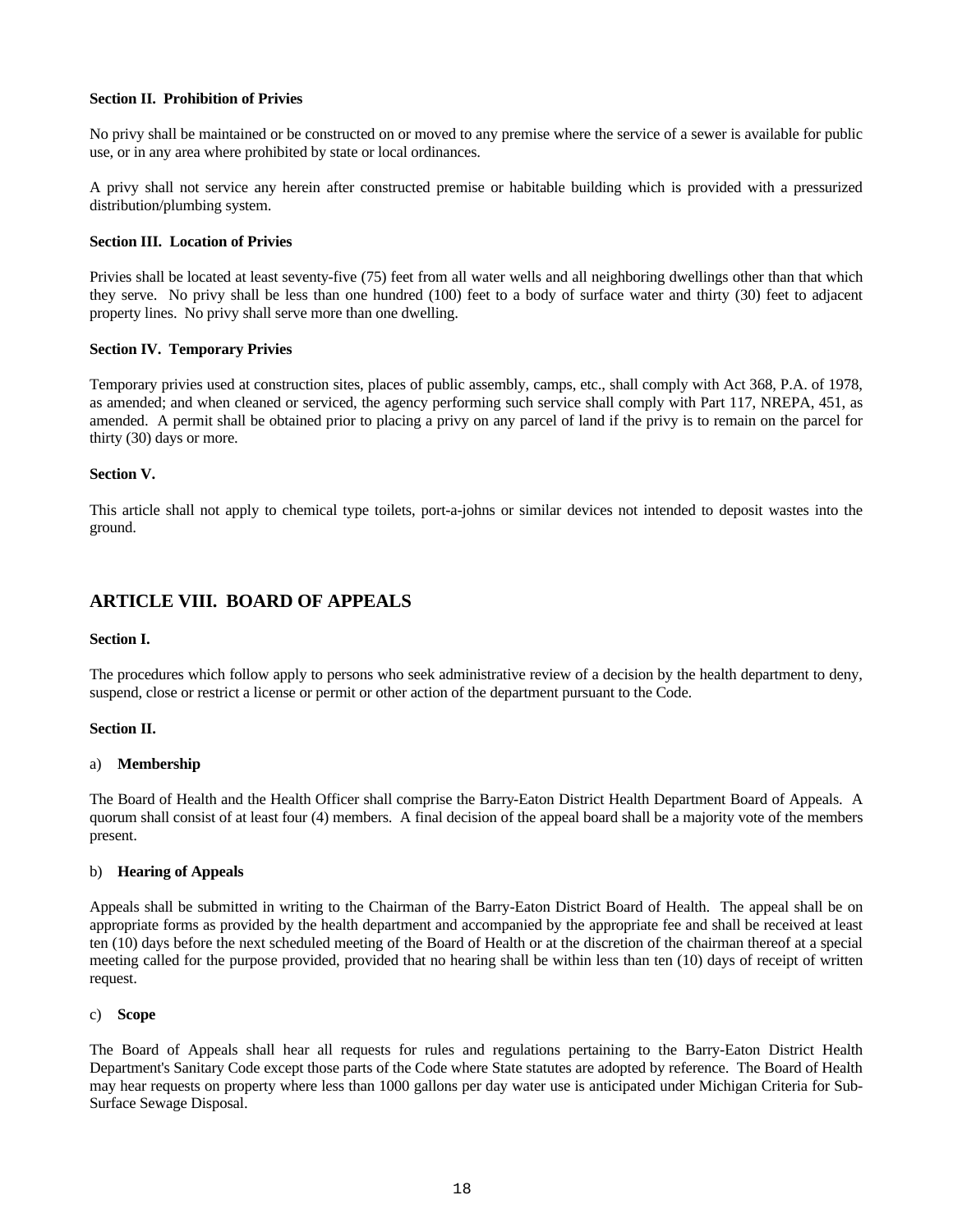**Section II. Prohibition of Privies**

No privy shall be maintained or be constructed on or moved to any premise where the service of a sewer is available for public use, or in any area where prohibited by state or local ordinances.

A privy shall not service any herein after constructed premise or habitable building which is provided with a pressurized distribution/plumbing system.

**Section III. Location of Privies**

Privies shall be located at least seventy-five (75) feet from all water wells and all neighboring dwellings other than that which they serve. No privy shall be less than one hundred (100) feet to a body of surface water and thirty (30) feet to adjacent property lines. No privy shall serve more than one dwelling.

**Section IV. Temporary Privies**

Temporary privies used at construction sites, places of public assembly, camps, etc., shall comply with Act 368, P.A. of 1978, as amended; and when cleaned or serviced, the agency performing such service shall comply with Part 117, NREPA, 451, as amended. A permit shall be obtained prior to placing a privy on any parcel of land if the privy is to remain on the parcel for thirty (30) days or more.

**Section V.**

This article shall not apply to chemical type toilets, port-a-johns or similar devices not intended to deposit wastes into the ground.

## ARTICLE VIII. BOARD OF APPEALS

**Section I.**

The procedures which follow apply to persons who seek administrative review of a decision by the health department to deny, suspend, close or restrict a license or permit or other action of the department pursuant to the Code.

**Section II.**

a) **Membership**

The Board of Health and the Health Officer shall comprise the Barry-Eaton District Health Department Board of Appeals. A quorum shall consist of at least four (4) members. A final decision of the appeal board shall be a majority vote of the members present.

b) **Hearing of Appeals**

Appeals shall be submitted in writing to the Chairman of the Barry-Eaton District Board of Health. The appeal shall be on appropriate forms as provided by the health department and accompanied by the appropriate fee and shall be received at least ten (10) days before the next scheduled meeting of the Board of Health or at the discretion of the chairman thereof at a special meeting called for the purpose provided, provided that no hearing shall be within less than ten (10) days of receipt of written request.

c) **Scope**

The Board of Appeals shall hear all requests for rules and regulations pertaining to the Barry-Eaton District Health Department's Sanitary Code except those parts of the Code where State statutes are adopted by reference. The Board of Health may hear requests on property where less than 1000 gallons per day water use is anticipated under Michigan Criteria for Sub-Surface Sewage Disposal.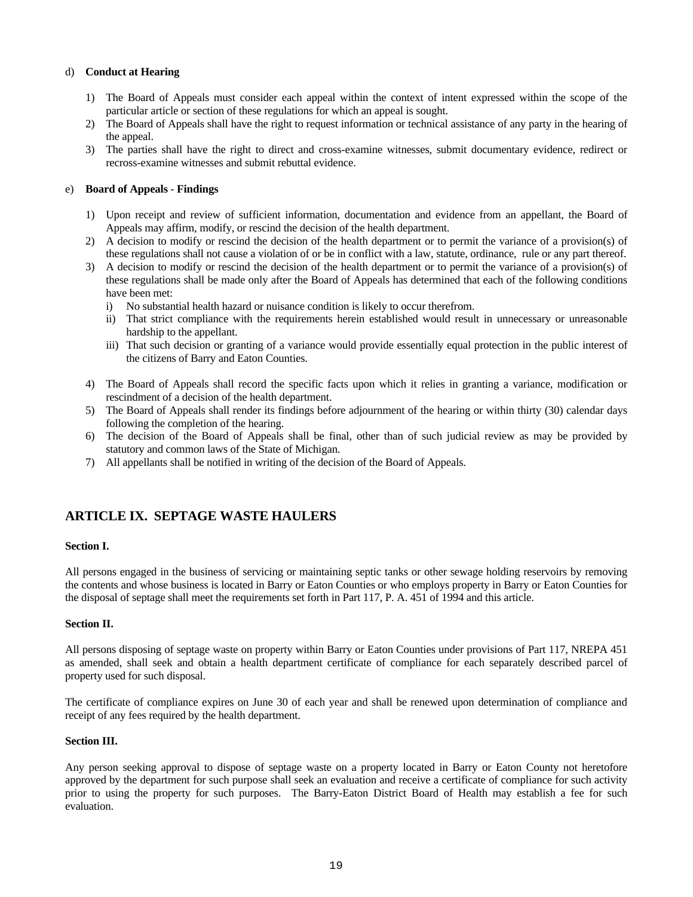d) **Conduct at Hearing**

1) The Board of Appeals must consider each appeal within the context of intent expressed within the scope of the particular article or section of these regulations for which an appeal is sought.
2) The Board of Appeals shall have the right to request information or technical assistance of any party in the hearing of the appeal.
3) The parties shall have the right to direct and cross-examine witnesses, submit documentary evidence, redirect or recross-examine witnesses and submit rebuttal evidence.

e) **Board of Appeals** - **Findings**

1) Upon receipt and review of sufficient information, documentation and evidence from an appellant, the Board of Appeals may affirm, modify, or rescind the decision of the health department.
2) A decision to modify or rescind the decision of the health department or to permit the variance of a provision(s) of these regulations shall not cause a violation of or be in conflict with a law, statute, ordinance, rule or any part thereof.
3) A decision to modify or rescind the decision of the health department or to permit the variance of a provision(s) of these regulations shall be made only after the Board of Appeals has determined that each of the following conditions have been met:
   i) No substantial health hazard or nuisance condition is likely to occur therefrom.
   ii) That strict compliance with the requirements herein established would result in unnecessary or unreasonable hardship to the appellant.
   iii) That such decision or granting of a variance would provide essentially equal protection in the public interest of the citizens of Barry and Eaton Counties.
4) The Board of Appeals shall record the specific facts upon which it relies in granting a variance, modification or rescindment of a decision of the health department.
5) The Board of Appeals shall render its findings before adjournment of the hearing or within thirty (30) calendar days following the completion of the hearing.
6) The decision of the Board of Appeals shall be final, other than of such judicial review as may be provided by statutory and common laws of the State of Michigan.
7) All appellants shall be notified in writing of the decision of the Board of Appeals.

## ARTICLE IX. SEPTAGE WASTE HAULERS

**Section I.**

All persons engaged in the business of servicing or maintaining septic tanks or other sewage holding reservoirs by removing the contents and whose business is located in Barry or Eaton Counties or who employs property in Barry or Eaton Counties for the disposal of septage shall meet the requirements set forth in Part 117, P. A. 451 of 1994 and this article.

**Section II.**

All persons disposing of septage waste on property within Barry or Eaton Counties under provisions of Part 117, NREPA 451 as amended, shall seek and obtain a health department certificate of compliance for each separately described parcel of property used for such disposal.

The certificate of compliance expires on June 30 of each year and shall be renewed upon determination of compliance and receipt of any fees required by the health department.

**Section III.**

Any person seeking approval to dispose of septage waste on a property located in Barry or Eaton County not heretofore approved by the department for such purpose shall seek an evaluation and receive a certificate of compliance for such activity prior to using the property for such purposes. The Barry-Eaton District Board of Health may establish a fee for such evaluation.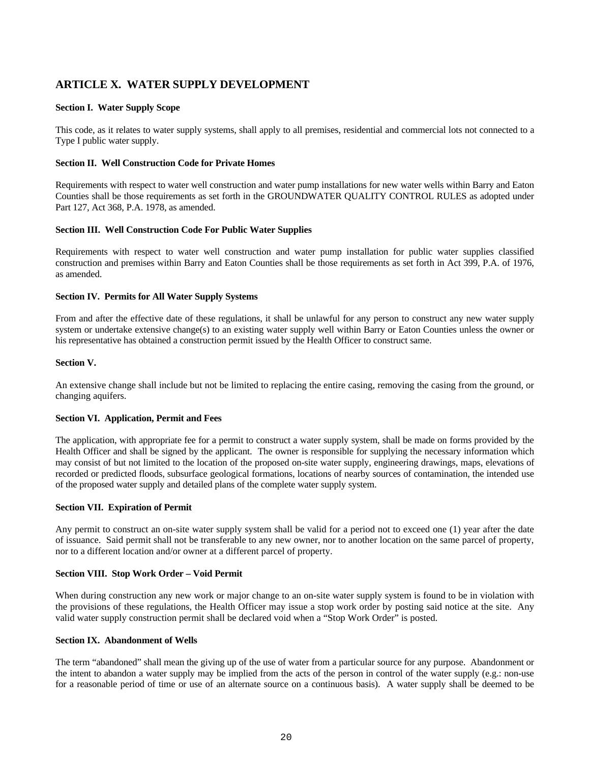## ARTICLE X. WATER SUPPLY DEVELOPMENT

**Section I. Water Supply Scope**

This code, as it relates to water supply systems, shall apply to all premises, residential and commercial lots not connected to a Type I public water supply.

**Section II. Well Construction Code for Private Homes**

Requirements with respect to water well construction and water pump installations for new water wells within Barry and Eaton Counties shall be those requirements as set forth in the GROUNDWATER QUALITY CONTROL RULES as adopted under Part 127, Act 368, P.A. 1978, as amended.

**Section III. Well Construction Code For Public Water Supplies**

Requirements with respect to water well construction and water pump installation for public water supplies classified construction and premises within Barry and Eaton Counties shall be those requirements as set forth in Act 399, P.A. of 1976, as amended.

**Section IV. Permits for All Water Supply Systems**

From and after the effective date of these regulations, it shall be unlawful for any person to construct any new water supply system or undertake extensive change(s) to an existing water supply well within Barry or Eaton Counties unless the owner or his representative has obtained a construction permit issued by the Health Officer to construct same.

**Section V.**

An extensive change shall include but not be limited to replacing the entire casing, removing the casing from the ground, or changing aquifers.

**Section VI. Application, Permit and Fees**

The application, with appropriate fee for a permit to construct a water supply system, shall be made on forms provided by the Health Officer and shall be signed by the applicant. The owner is responsible for supplying the necessary information which may consist of but not limited to the location of the proposed on-site water supply, engineering drawings, maps, elevations of recorded or predicted floods, subsurface geological formations, locations of nearby sources of contamination, the intended use of the proposed water supply and detailed plans of the complete water supply system.

**Section VII. Expiration of Permit**

Any permit to construct an on-site water supply system shall be valid for a period not to exceed one (1) year after the date of issuance. Said permit shall not be transferable to any new owner, nor to another location on the same parcel of property, nor to a different location and/or owner at a different parcel of property.

**Section VIII. Stop Work Order – Void Permit**

When during construction any new work or major change to an on-site water supply system is found to be in violation with the provisions of these regulations, the Health Officer may issue a stop work order by posting said notice at the site. Any valid water supply construction permit shall be declared void when a "Stop Work Order" is posted.

**Section IX. Abandonment of Wells**

The term "abandoned" shall mean the giving up of the use of water from a particular source for any purpose. Abandonment or the intent to abandon a water supply may be implied from the acts of the person in control of the water supply (e.g.: non-use for a reasonable period of time or use of an alternate source on a continuous basis). A water supply shall be deemed to be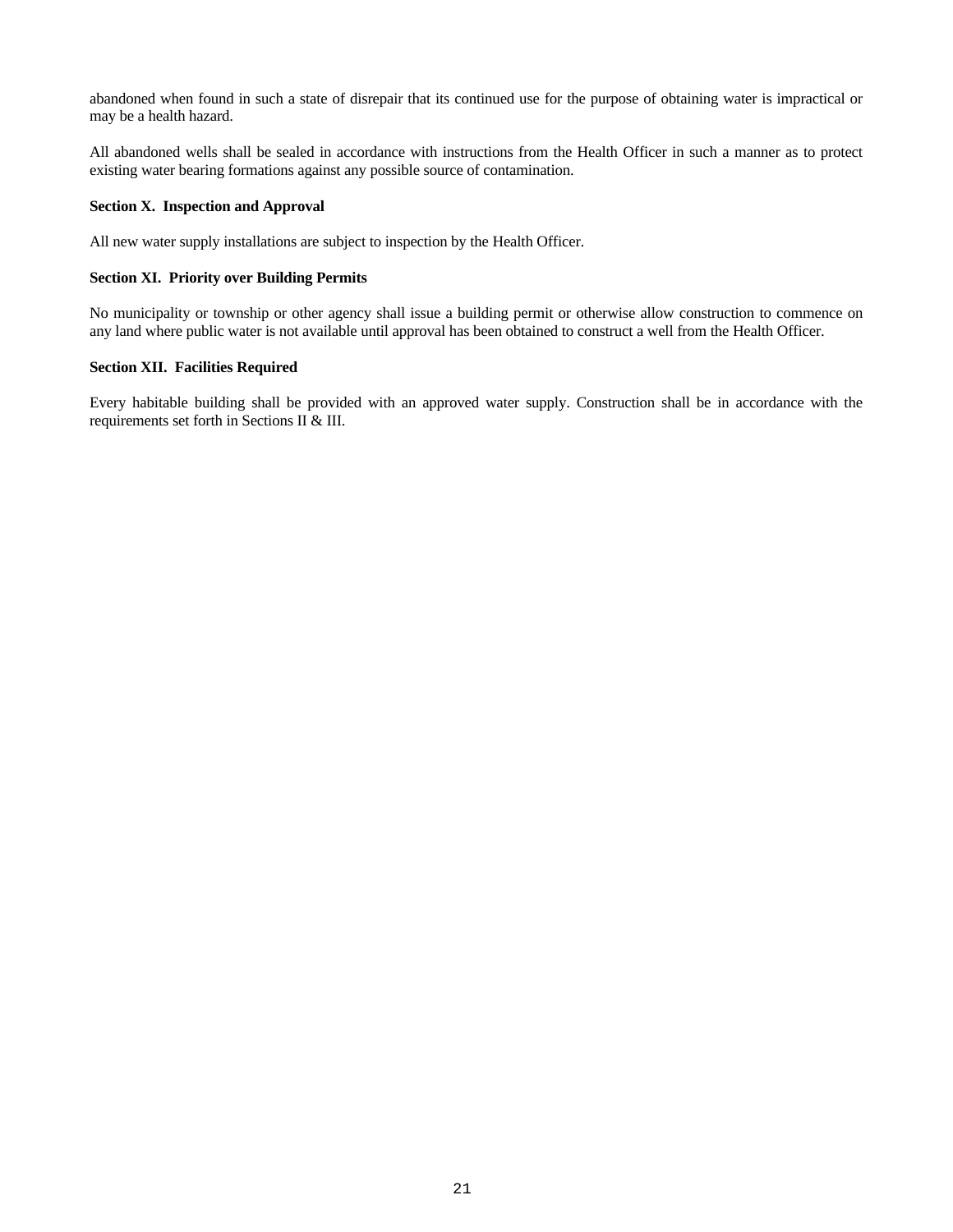abandoned when found in such a state of disrepair that its continued use for the purpose of obtaining water is impractical or may be a health hazard.

All abandoned wells shall be sealed in accordance with instructions from the Health Officer in such a manner as to protect existing water bearing formations against any possible source of contamination.

**Section X. Inspection and Approval**

All new water supply installations are subject to inspection by the Health Officer.

**Section XI. Priority over Building Permits**

No municipality or township or other agency shall issue a building permit or otherwise allow construction to commence on any land where public water is not available until approval has been obtained to construct a well from the Health Officer.

**Section XII. Facilities Required**

Every habitable building shall be provided with an approved water supply. Construction shall be in accordance with the requirements set forth in Sections II & III.